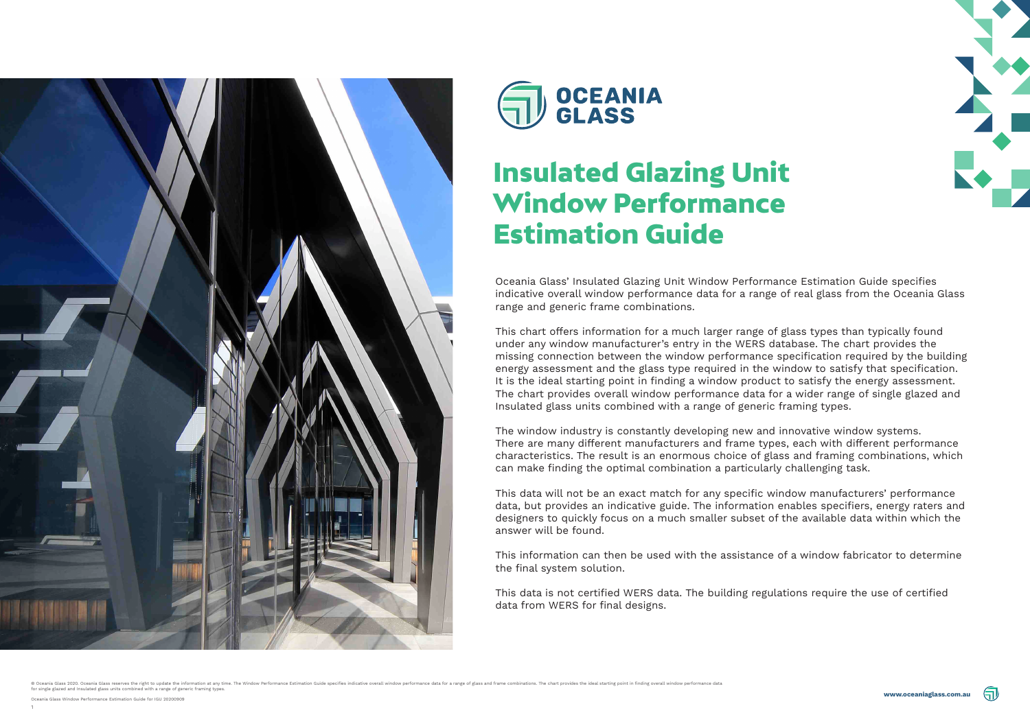# Insulated Glazing Unit Window Performance Estimation Guide

Oceania Glass' Insulated Glazing Unit Window Performance Estimation Guide specifies indicative overall window performance data for a range of real glass from the Oceania Glass range and generic frame combinations.

This chart offers information for a much larger range of glass types than typically found under any window manufacturer's entry in the WERS database. The chart provides the missing connection between the window performance specification required by the building energy assessment and the glass type required in the window to satisfy that specification. It is the ideal starting point in finding a window product to satisfy the energy assessment. The chart provides overall window performance data for a wider range of single glazed and Insulated glass units combined with a range of generic framing types.

The window industry is constantly developing new and innovative window systems. There are many different manufacturers and frame types, each with different performance characteristics. The result is an enormous choice of glass and framing combinations, which can make finding the optimal combination a particularly challenging task.

This data will not be an exact match for any specific window manufacturers' performance data, but provides an indicative guide. The information enables specifiers, energy raters and designers to quickly focus on a much smaller subset of the available data within which the answer will be found.

This information can then be used with the assistance of a window fabricator to determine the final system solution.

This data is not certified WERS data. The building regulations require the use of certified data from WERS for final designs.

© Oceania Glass 2020. Oceania Glass reserves the right to update the information at any time. The Window Performance Estimation Guide specifies indicative overall window performance data for a range of glass and frame combinations. The chart provides the ideal starting point in finding overall window performance data for single glazed and insulated glass units combined with a range of generic framing types.

Oceania Glass Window Performance Estimation Guide for IGU 20200909

www.oceaniaglass.com.au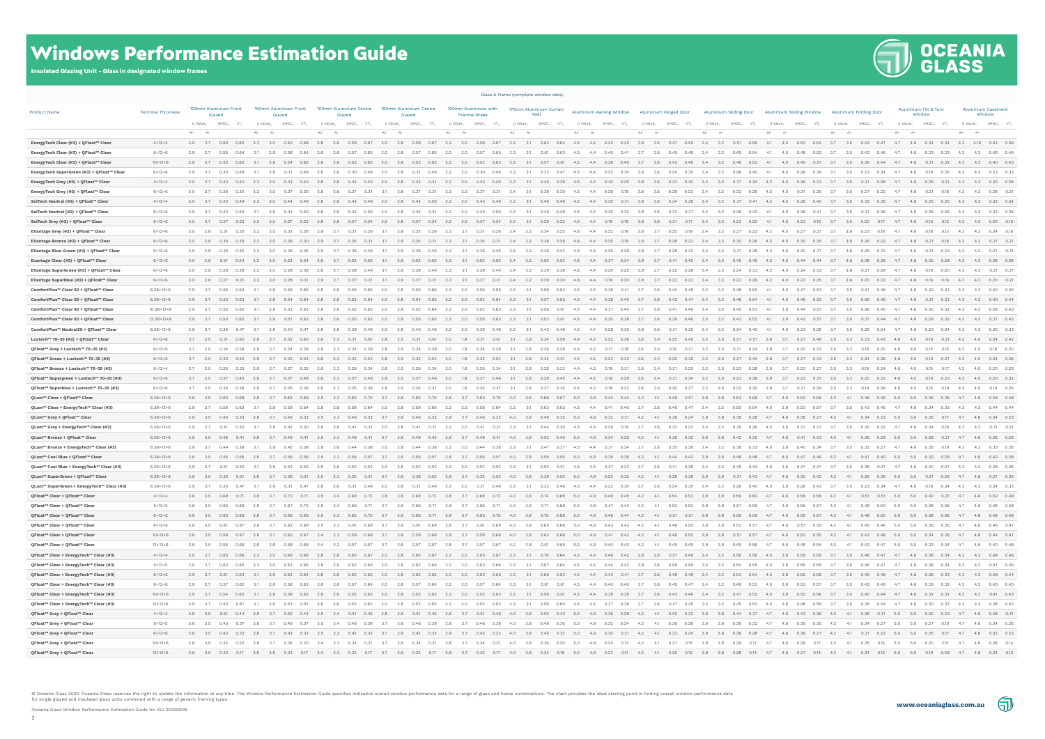# Windows Performance Estimation Guide

**Insulated Glazing Unit – Glass in designated window frames**

Glass & Frame (complete window data)

| Product Name | Nominal Thickness | 100mm Aluminium Front Glazed | | | | 150mm Aluminium Front Glazed | | | | 100mm Aluminium Centre Glazed | | | | 150mm Aluminium Centre Glazed | | | | 100mm Aluminium with Thermal Break | | | | 175mm Aluminium Curtain Wall | | | | Aluminium Awning Window | | | | Aluminium Hinged Door | | | | Aluminium Sliding Door | | | | Aluminium Sliding Window | | | | Aluminium Folding Door | | | | Aluminium Tilt & Turn Window | | | | Aluminium Casement Window | | | |
|---|---|---|---|---|---|---|---|---|---|---|---|---|---|---|---|---|---|---|---|---|---|---|---|---|---|---|---|---|---|---|---|---|---|---|---|---|---|---|---|---|---|---|---|---|---|---|---|---|---|---|---|---|---|
| | | $U$ Value$_w$ | | $SHGC_w$ | $VT_w$ | $U$ Value$_w$ | | $SHGC_w$ | $VT_w$ | $U$ Value$_w$ | | $SHGC_w$ | $VT_w$ | $U$ Value$_w$ | | $SHGC_w$ | $VT_w$ | $U$ Value$_w$ | | $SHGC_w$ | $VT_w$ | $U$ Value$_w$ | | $SHGC_w$ | $VT_w$ | $U$ Value$_w$ | | $SHGC_w$ | $VT_w$ | $U$ Value$_w$ | | $SHGC_w$ | $VT_w$ | $U$ Value$_w$ | | $SHGC_w$ | $VT_w$ | $U$ Value$_w$ | | $SHGC_w$ | $VT_w$ | $U$ Value$_w$ | | $SHGC_w$ | $VT_w$ | $U$ Value$_w$ | | $SHGC_w$ | $VT_w$ | $U$ Value$_w$ | | $SHGC_w$ | $VT_w$ |
| | | Air | Ar | | | Air | Ar | | | Air | Ar | | | Air | Ar | | | Air | Ar | | | Air | Ar | | | Air | Ar | | | Air | Ar | | | Air | Ar | | | Air | Ar | | | Air | Ar | | | Air | Ar | | | Air | Ar | | |
| **EnergyTech Clear (#2) + QFloat™ Clear** | 4+12+4 | 3.0 | 2.7 | 0.59 | 0.65 | 3.2 | 3.0 | 0.60 | 0.66 | 2.8 | 2.6 | 0.59 | 0.67 | 3.0 | 2.8 | 0.59 | 0.67 | 2.2 | 2.0 | 0.59 | 0.67 | 3.3 | 3.1 | 0.63 | 0.64 | 4.5 | 4.4 | 0.42 | 0.42 | 3.8 | 3.6 | 0.47 | 0.49 | 3.4 | 3.2 | 0.51 | 0.56 | 4.1 | 4.0 | 0.50 | 0.54 | 3.7 | 3.5 | 0.44 | 0.47 | 4.7 | 4.6 | 0.34 | 0.34 | 4.3 | 4.18 | 0.44 | 0.46 |
| **EnergyTech Clear (#2) + QFloat™ Clear** | 6+12+6 | 2.9 | 2.7 | 0.56 | 0.64 | 3.1 | 2.9 | 0.58 | 0.64 | 2.8 | 2.6 | 0.57 | 0.65 | 3.0 | 2.8 | 0.57 | 0.65 | 2.2 | 2.0 | 0.57 | 0.65 | 3.3 | 3.1 | 0.61 | 0.63 | 4.5 | 4.4 | 0.40 | 0.41 | 3.7 | 3.6 | 0.45 | 0.48 | 3.4 | 3.2 | 0.49 | 0.54 | 4.1 | 4.0 | 0.48 | 0.52 | 3.7 | 3.5 | 0.42 | 0.46 | 4.7 | 4.6 | 0.33 | 0.33 | 4.3 | 4.2 | 0.42 | 0.44 |
| **EnergyTech Clear (#2) + QFloat™ Clear** | 10+12+6 | 2.9 | 2.7 | 0.53 | 0.62 | 3.1 | 2.9 | 0.54 | 0.62 | 2.8 | 2.6 | 0.53 | 0.63 | 3.0 | 2.8 | 0.53 | 0.63 | 2.2 | 2.0 | 0.53 | 0.63 | 3.3 | 3.1 | 0.57 | 0.61 | 4.5 | 4.4 | 0.38 | 0.40 | 3.7 | 3.6 | 0.42 | 0.46 | 3.4 | 3.2 | 0.46 | 0.53 | 4.1 | 4.0 | 0.45 | 0.51 | 3.7 | 3.5 | 0.39 | 0.44 | 4.7 | 4.6 | 0.31 | 0.32 | 4.3 | 4.2 | 0.40 | 0.43 |
| **EnergyTech SuperGreen (#2) + QFloat™ Clear** | 6+12+6 | 2.9 | 2.7 | 0.30 | 0.48 | 3.1 | 2.9 | 0.31 | 0.48 | 2.8 | 2.6 | 0.30 | 0.48 | 3.0 | 2.8 | 0.31 | 0.49 | 2.2 | 2.0 | 0.30 | 0.48 | 3.3 | 3.1 | 0.33 | 0.47 | 4.5 | 4.4 | 0.22 | 0.30 | 3.8 | 3.6 | 0.24 | 0.35 | 3.4 | 3.2 | 0.26 | 0.40 | 4.1 | 4.0 | 0.26 | 0.39 | 3.7 | 3.5 | 0.23 | 0.34 | 4.7 | 4.6 | 0.18 | 0.25 | 4.3 | 4.2 | 0.23 | 0.33 |
| **EnergyTech Grey (#2) + QFloat™ Clear** | 4+12+4 | 3.0 | 2.7 | 0.42 | 0.40 | 3.2 | 3.0 | 0.43 | 0.40 | 2.8 | 2.6 | 0.43 | 0.40 | 3.0 | 2.8 | 0.43 | 0.41 | 2.2 | 2.0 | 0.43 | 0.40 | 3.3 | 3.1 | 0.45 | 0.39 | 4.5 | 4.4 | 0.30 | 0.25 | 3.8 | 3.6 | 0.33 | 0.30 | 3.4 | 3.2 | 0.37 | 0.34 | 4.2 | 4.0 | 0.36 | 0.33 | 3.7 | 3.5 | 0.31 | 0.28 | 4.7 | 4.6 | 0.25 | 0.21 | 4.3 | 4.2 | 0.32 | 0.28 |
| **EnergyTech Grey (#2) + QFloat™ Clear** | 6+12+6 | 3.0 | 2.7 | 0.36 | 0.30 | 3.2 | 3.0 | 0.37 | 0.30 | 2.8 | 2.6 | 0.37 | 0.31 | 3.1 | 2.8 | 0.37 | 0.31 | 2.2 | 2.0 | 0.37 | 0.31 | 3.4 | 3.1 | 0.39 | 0.30 | 4.5 | 4.4 | 0.26 | 0.19 | 3.8 | 3.6 | 0.29 | 0.23 | 3.4 | 3.2 | 0.32 | 0.26 | 4.2 | 4.0 | 0.31 | 0.25 | 3.7 | 3.5 | 0.27 | 0.22 | 4.7 | 4.6 | 0.21 | 0.16 | 4.3 | 4.2 | 0.28 | 0.21 |
| **SolTech Neutral (#2) + QFloat™ Clear** | 4+12+4 | 3.0 | 2.7 | 0.43 | 0.49 | 3.2 | 3.0 | 0.44 | 0.49 | 2.8 | 2.6 | 0.43 | 0.49 | 3.0 | 2.8 | 0.43 | 0.50 | 2.2 | 2.0 | 0.43 | 0.49 | 3.3 | 3.1 | 0.46 | 0.48 | 4.5 | 4.4 | 0.30 | 0.31 | 3.8 | 3.6 | 0.34 | 0.36 | 3.4 | 3.2 | 0.37 | 0.41 | 4.2 | 4.0 | 0.36 | 0.40 | 3.7 | 3.5 | 0.32 | 0.35 | 4.7 | 4.6 | 0.25 | 0.25 | 4.3 | 4.2 | 0.32 | 0.34 |
| **SolTech Neutral (#2) + QFloat™ Clear** | 6+12+6 | 2.9 | 2.7 | 0.42 | 0.50 | 3.1 | 2.9 | 0.43 | 0.50 | 2.8 | 2.6 | 0.42 | 0.50 | 3.0 | 2.8 | 0.42 | 0.51 | 2.2 | 2.0 | 0.42 | 0.50 | 3.3 | 3.1 | 0.45 | 0.49 | 4.5 | 4.4 | 0.30 | 0.32 | 3.8 | 3.6 | 0.33 | 0.37 | 3.4 | 3.2 | 0.36 | 0.42 | 4.1 | 4.0 | 0.36 | 0.41 | 3.7 | 3.5 | 0.31 | 0.36 | 4.7 | 4.6 | 0.25 | 0.26 | 4.3 | 4.2 | 0.32 | 0.35 |
| **SolTech Grey (#2) + QFloat™ Clear** | 6+12+6 | 3.0 | 2.7 | 0.27 | 0.23 | 3.2 | 3.0 | 0.27 | 0.23 | 2.8 | 2.6 | 0.27 | 0.24 | 3.0 | 2.8 | 0.27 | 0.24 | 2.2 | 2.0 | 0.27 | 0.24 | 3.3 | 3.1 | 0.29 | 0.23 | 4.5 | 4.4 | 0.19 | 0.15 | 3.8 | 3.6 | 0.21 | 0.17 | 3.4 | 3.2 | 0.23 | 0.20 | 4.1 | 4.0 | 0.23 | 0.19 | 3.7 | 3.5 | 0.20 | 0.17 | 4.7 | 4.6 | 0.16 | 0.12 | 4.3 | 4.2 | 0.20 | 0.16 |
| **EVantage Grey (#2) + QFloat™ Clear** | 6+12+6 | 3.0 | 2.8 | 0.31 | 0.25 | 3.2 | 3.0 | 0.32 | 0.26 | 2.9 | 2.7 | 0.31 | 0.26 | 3.1 | 2.9 | 0.32 | 0.26 | 2.3 | 2.1 | 0.31 | 0.26 | 3.4 | 3.2 | 0.34 | 0.25 | 4.6 | 4.4 | 0.22 | 0.16 | 3.8 | 3.7 | 0.25 | 0.19 | 3.4 | 3.3 | 0.27 | 0.22 | 4.2 | 4.0 | 0.27 | 0.21 | 3.7 | 3.6 | 0.23 | 0.18 | 4.7 | 4.6 | 0.18 | 0.13 | 4.3 | 4.2 | 0.24 | 0.18 |
| **EVantage Bronze (#2) + QFloat™ Clear** | 6+12+6 | 3.0 | 2.8 | 0.35 | 0.30 | 3.2 | 3.0 | 0.36 | 0.30 | 2.9 | 2.7 | 0.35 | 0.31 | 3.1 | 2.9 | 0.35 | 0.31 | 2.3 | 2.1 | 0.35 | 0.31 | 3.4 | 3.2 | 0.38 | 0.29 | 4.6 | 4.4 | 0.25 | 0.19 | 3.8 | 3.7 | 0.28 | 0.22 | 3.4 | 3.3 | 0.30 | 0.26 | 4.2 | 4.0 | 0.30 | 0.25 | 3.7 | 3.6 | 0.26 | 0.22 | 4.7 | 4.6 | 0.21 | 0.16 | 4.3 | 4.2 | 0.27 | 0.21 |
| **EVantage Blue-Green (#2) + QFloat™ Clear** | 6+12+6 | 3.0 | 2.8 | 0.35 | 0.45 | 3.2 | 3.0 | 0.36 | 0.45 | 2.9 | 2.7 | 0.36 | 0.46 | 3.1 | 2.9 | 0.36 | 0.46 | 2.3 | 2.1 | 0.36 | 0.46 | 3.4 | 3.2 | 0.38 | 0.44 | 4.6 | 4.4 | 0.25 | 0.29 | 3.8 | 3.7 | 0.28 | 0.33 | 3.4 | 3.3 | 0.31 | 0.38 | 4.2 | 4.0 | 0.30 | 0.37 | 3.7 | 3.6 | 0.26 | 0.32 | 4.7 | 4.6 | 0.21 | 0.23 | 4.3 | 4.2 | 0.27 | 0.31 |
| **Evantage Clear (#2) + QFloat™ Clear** | 6+12+6 | 3.0 | 2.8 | 0.51 | 0.54 | 3.2 | 3.0 | 0.53 | 0.54 | 2.9 | 2.7 | 0.52 | 0.55 | 3.1 | 2.9 | 0.52 | 0.55 | 2.3 | 2.1 | 0.52 | 0.55 | 3.4 | 3.2 | 0.55 | 0.53 | 4.6 | 4.4 | 0.37 | 0.34 | 3.8 | 3.7 | 0.41 | 0.40 | 3.4 | 3.3 | 0.45 | 0.46 | 4.2 | 4.0 | 0.44 | 0.44 | 3.7 | 3.6 | 0.38 | 0.39 | 4.7 | 4.6 | 0.30 | 0.28 | 4.3 | 4.2 | 0.39 | 0.38 |
| **EVantage SuperGreen (#2) + QFloat™ Clear** | 6+12+6 | 3.0 | 2.8 | 0.28 | 0.39 | 3.2 | 3.0 | 0.28 | 0.39 | 2.9 | 2.7 | 0.28 | 0.40 | 3.1 | 2.9 | 0.28 | 0.40 | 2.3 | 2.1 | 0.28 | 0.40 | 3.4 | 3.2 | 0.30 | 0.38 | 4.6 | 4.4 | 0.20 | 0.25 | 3.8 | 3.7 | 0.22 | 0.29 | 3.4 | 3.3 | 0.24 | 0.33 | 4.2 | 4.0 | 0.24 | 0.32 | 3.7 | 3.6 | 0.21 | 0.28 | 4.7 | 4.6 | 0.16 | 0.20 | 4.3 | 4.2 | 0.21 | 0.27 |
| **EVantage SuperBlue (#2) + QFloat™ Clear** | 6+12+6 | 3.0 | 2.8 | 0.27 | 0.31 | 3.2 | 3.0 | 0.28 | 0.31 | 2.9 | 2.7 | 0.27 | 0.31 | 3.1 | 2.9 | 0.27 | 0.31 | 2.3 | 2.1 | 0.27 | 0.31 | 3.4 | 3.2 | 0.29 | 0.30 | 4.6 | 4.4 | 0.19 | 0.20 | 3.8 | 3.7 | 0.22 | 0.23 | 3.4 | 3.3 | 0.23 | 0.26 | 4.2 | 4.0 | 0.23 | 0.25 | 3.7 | 3.6 | 0.20 | 0.22 | 4.7 | 4.6 | 0.16 | 0.16 | 4.3 | 4.2 | 0.20 | 0.21 |
| **ComfortPlus™ Clear 82 + QFloat™ Clear** | 6.38+12+6 | 2.9 | 2.7 | 0.55 | 0.64 | 3.1 | 2.9 | 0.56 | 0.65 | 2.8 | 2.6 | 0.56 | 0.65 | 3.0 | 2.8 | 0.56 | 0.66 | 2.2 | 2.0 | 0.56 | 0.65 | 3.3 | 3.1 | 0.59 | 0.63 | 4.5 | 4.4 | 0.39 | 0.41 | 3.7 | 3.6 | 0.44 | 0.48 | 3.4 | 3.2 | 0.48 | 0.55 | 4.1 | 4.0 | 0.47 | 0.53 | 3.7 | 3.5 | 0.41 | 0.46 | 4.7 | 4.6 | 0.32 | 0.33 | 4.3 | 4.2 | 0.42 | 0.45 |
| **ComfortPlus™ Clear 82 + QFloat™ Clear** | 8.38+12+6 | 2.9 | 2.7 | 0.53 | 0.63 | 3.1 | 2.9 | 0.54 | 0.64 | 2.8 | 2.6 | 0.53 | 0.64 | 3.0 | 2.8 | 0.54 | 0.65 | 2.2 | 2.0 | 0.53 | 0.64 | 3.3 | 3.1 | 0.57 | 0.62 | 4.5 | 4.4 | 0.38 | 0.40 | 3.7 | 3.6 | 0.42 | 0.47 | 3.4 | 3.2 | 0.46 | 0.54 | 4.1 | 4.0 | 0.45 | 0.52 | 3.7 | 3.5 | 0.39 | 0.45 | 4.7 | 4.6 | 0.31 | 0.33 | 4.3 | 4.2 | 0.40 | 0.44 |
| **ComfortPlus™ Clear 82 + QFloat™ Clear** | 10.38+12+6 | 2.9 | 2.7 | 0.52 | 0.62 | 3.1 | 2.9 | 0.53 | 0.63 | 2.8 | 2.6 | 0.52 | 0.63 | 3.0 | 2.8 | 0.52 | 0.64 | 2.2 | 2.0 | 0.52 | 0.63 | 3.3 | 3.1 | 0.56 | 0.61 | 4.5 | 4.4 | 0.37 | 0.40 | 3.7 | 3.6 | 0.41 | 0.46 | 3.4 | 3.2 | 0.45 | 0.53 | 4.1 | 3.9 | 0.44 | 0.51 | 3.7 | 3.5 | 0.38 | 0.45 | 4.7 | 4.6 | 0.30 | 0.32 | 4.3 | 4.2 | 0.39 | 0.43 |
| **ComfortPlus™ Clear 82 + QFloat™ Clear** | 12.38+12+6 | 2.9 | 2.7 | 0.50 | 0.62 | 3.1 | 2.9 | 0.51 | 0.62 | 2.8 | 2.6 | 0.50 | 0.63 | 3.0 | 2.8 | 0.50 | 0.63 | 2.2 | 2.0 | 0.50 | 0.63 | 3.3 | 3.1 | 0.53 | 0.61 | 4.5 | 4.4 | 0.35 | 0.39 | 3.7 | 3.6 | 0.39 | 0.46 | 3.3 | 3.2 | 0.43 | 0.52 | 4.1 | 3.9 | 0.42 | 0.51 | 3.7 | 3.5 | 0.37 | 0.44 | 4.7 | 4.6 | 0.29 | 0.32 | 4.3 | 4.2 | 0.37 | 0.43 |
| **ComfortPlus™ Neutral59 + QFloat™ Clear** | 6.38+12+6 | 2.9 | 2.7 | 0.39 | 0.47 | 3.1 | 2.9 | 0.40 | 0.47 | 2.8 | 2.6 | 0.39 | 0.48 | 3.0 | 2.8 | 0.40 | 0.48 | 2.2 | 2.0 | 0.39 | 0.48 | 3.3 | 3.1 | 0.42 | 0.46 | 4.5 | 4.4 | 0.28 | 0.30 | 3.8 | 3.6 | 0.31 | 0.35 | 3.4 | 3.2 | 0.34 | 0.40 | 4.1 | 4.0 | 0.33 | 0.39 | 3.7 | 3.5 | 0.29 | 0.34 | 4.7 | 4.6 | 0.23 | 0.24 | 4.3 | 4.2 | 0.30 | 0.33 |
| **Luxtech™ 70-35 (#2) + QFloat™ Clear** | 6+12+6 | 2.7 | 2.5 | 0.31 | 0.60 | 2.9 | 2.7 | 0.32 | 0.60 | 2.6 | 2.3 | 0.31 | 0.61 | 2.8 | 2.5 | 0.31 | 0.61 | 2.0 | 1.8 | 0.31 | 0.61 | 3.1 | 2.8 | 0.34 | 0.59 | 4.4 | 4.2 | 0.22 | 0.38 | 3.6 | 3.4 | 0.25 | 0.45 | 3.2 | 3.0 | 0.27 | 0.51 | 3.9 | 3.7 | 0.27 | 0.49 | 3.5 | 3.3 | 0.23 | 0.43 | 4.6 | 4.5 | 0.18 | 0.31 | 4.2 | 4.0 | 0.24 | 0.42 |
| **QFloat™ Grey + Luxtech™ 70-35 (#3)** | 6+12+6 | 2.7 | 2.5 | 0.24 | 0.28 | 2.9 | 2.7 | 0.24 | 0.28 | 2.6 | 2.3 | 0.24 | 0.29 | 2.8 | 2.5 | 0.24 | 0.29 | 2.0 | 1.8 | 0.24 | 0.29 | 3.1 | 2.8 | 0.26 | 0.28 | 4.4 | 4.2 | 0.17 | 0.18 | 3.6 | 3.4 | 0.19 | 0.21 | 3.2 | 3.0 | 0.21 | 0.24 | 3.9 | 3.7 | 0.20 | 0.23 | 3.5 | 3.3 | 0.18 | 0.20 | 4.6 | 4.5 | 0.14 | 0.15 | 4.2 | 4.0 | 0.18 | 0.20 |
| **QFloat™ Green + Luxtech™ 70-35 (#3)** | 6+12+6 | 2.7 | 2.5 | 0.32 | 0.52 | 2.9 | 2.7 | 0.32 | 0.53 | 2.6 | 2.3 | 0.32 | 0.53 | 2.8 | 2.5 | 0.32 | 0.53 | 2.0 | 1.8 | 0.32 | 0.53 | 3.1 | 2.8 | 0.34 | 0.51 | 4.4 | 4.2 | 0.23 | 0.33 | 3.6 | 3.4 | 0.25 | 0.39 | 3.2 | 3.0 | 0.27 | 0.44 | 3.9 | 3.7 | 0.27 | 0.43 | 3.5 | 3.3 | 0.24 | 0.38 | 4.6 | 4.5 | 0.19 | 0.27 | 4.2 | 4.0 | 0.24 | 0.36 |
| **QFloat™ Bronze + Luxtech™ 70-35 (#3)** | 6+12+4 | 2.7 | 2.5 | 0.26 | 0.33 | 2.9 | 2.7 | 0.27 | 0.33 | 2.6 | 2.3 | 0.26 | 0.34 | 2.8 | 2.5 | 0.26 | 0.34 | 2.0 | 1.8 | 0.26 | 0.34 | 3.1 | 2.8 | 0.28 | 0.33 | 4.4 | 4.2 | 0.19 | 0.21 | 3.6 | 3.4 | 0.21 | 0.25 | 3.2 | 3.0 | 0.23 | 0.28 | 3.9 | 3.7 | 0.22 | 0.27 | 3.5 | 3.3 | 0.19 | 0.24 | 4.6 | 4.5 | 0.15 | 0.17 | 4.2 | 4.0 | 0.20 | 0.23 |
| **QFloat™ Supergreen + Luxtech™ 70-35 (#3)** | 6+12+6 | 2.7 | 2.5 | 0.27 | 0.45 | 2.9 | 2.7 | 0.27 | 0.46 | 2.6 | 2.3 | 0.27 | 0.46 | 2.8 | 2.5 | 0.27 | 0.46 | 2.0 | 1.8 | 0.27 | 0.46 | 3.1 | 2.8 | 0.29 | 0.45 | 4.4 | 4.2 | 0.19 | 0.29 | 3.6 | 3.4 | 0.21 | 0.34 | 3.2 | 3.0 | 0.23 | 0.39 | 3.9 | 3.7 | 0.23 | 0.37 | 3.5 | 3.3 | 0.20 | 0.33 | 4.6 | 4.5 | 0.16 | 0.23 | 4.2 | 4.0 | 0.20 | 0.32 |
| **QFloat™ Superblue + Luxtech™ 70-35 (#3)** | 6+12+6 | 2.7 | 2.5 | 0.25 | 0.36 | 2.9 | 2.7 | 0.25 | 0.36 | 2.6 | 2.3 | 0.25 | 0.36 | 2.8 | 2.5 | 0.25 | 0.37 | 2.0 | 1.8 | 0.25 | 0.37 | 3.1 | 2.8 | 0.27 | 0.35 | 4.4 | 4.2 | 0.18 | 0.23 | 3.6 | 3.4 | 0.20 | 0.27 | 3.2 | 3.0 | 0.22 | 0.30 | 3.9 | 3.7 | 0.21 | 0.29 | 3.5 | 3.3 | 0.19 | 0.26 | 4.6 | 4.5 | 0.15 | 0.19 | 4.2 | 4.0 | 0.19 | 0.25 |
| **QLam™ Clear + QFloat™ Clear** | 6.38+12+6 | 3.6 | 3.5 | 0.62 | 0.68 | 3.8 | 3.7 | 0.63 | 0.69 | 3.5 | 3.3 | 0.62 | 0.70 | 3.7 | 3.6 | 0.62 | 0.70 | 2.8 | 2.7 | 0.62 | 0.70 | 4.0 | 3.9 | 0.66 | 0.67 | 5.0 | 4.9 | 0.44 | 0.44 | 4.2 | 4.1 | 0.49 | 0.51 | 3.9 | 3.8 | 0.53 | 0.58 | 4.7 | 4.6 | 0.52 | 0.56 | 4.2 | 4.1 | 0.46 | 0.49 | 5.0 | 5.0 | 0.36 | 0.35 | 4.7 | 4.6 | 0.46 | 0.48 |
| **QLam™ Clear + EnergyTech™ Clear (#3)** | 6.38+12+6 | 2.9 | 2.7 | 0.58 | 0.63 | 3.1 | 2.9 | 0.59 | 0.64 | 2.8 | 2.6 | 0.58 | 0.64 | 3.0 | 2.8 | 0.59 | 0.65 | 2.2 | 2.0 | 0.58 | 0.64 | 3.3 | 3.1 | 0.63 | 0.62 | 4.5 | 4.4 | 0.41 | 0.40 | 3.7 | 3.6 | 0.46 | 0.47 | 3.4 | 3.2 | 0.50 | 0.54 | 4.0 | 3.8 | 0.53 | 0.57 | 3.7 | 3.5 | 0.43 | 0.45 | 4.7 | 4.6 | 0.34 | 0.33 | 4.3 | 4.2 | 0.44 | 0.44 |
| **QLam™ Grey + QFloat™ Clear** | 6.38+12+6 | 3.6 | 3.5 | 0.45 | 0.33 | 3.8 | 3.7 | 0.46 | 0.33 | 3.5 | 3.3 | 0.46 | 0.33 | 3.7 | 3.6 | 0.46 | 0.33 | 2.8 | 2.7 | 0.46 | 0.33 | 4.0 | 3.9 | 0.49 | 0.32 | 5.0 | 4.9 | 0.32 | 0.21 | 4.2 | 4.1 | 0.36 | 0.24 | 3.9 | 3.8 | 0.39 | 0.28 | 4.7 | 4.6 | 0.38 | 0.27 | 4.2 | 4.1 | 0.34 | 0.23 | 5.0 | 5.0 | 0.26 | 0.17 | 4.7 | 4.6 | 0.34 | 0.23 |
| **QLam™ Grey + EnergyTech™ Clear (#3)** | 6.38+12+6 | 2.9 | 2.7 | 0.41 | 0.30 | 3.1 | 2.9 | 0.42 | 0.30 | 2.8 | 2.6 | 0.41 | 0.31 | 3.0 | 2.8 | 0.41 | 0.31 | 2.2 | 2.0 | 0.41 | 0.31 | 3.3 | 3.1 | 0.44 | 0.30 | 4.5 | 4.4 | 0.29 | 0.19 | 3.7 | 3.6 | 0.32 | 0.23 | 3.4 | 3.2 | 0.35 | 0.26 | 4.0 | 3.8 | 0.37 | 0.27 | 3.7 | 3.5 | 0.30 | 0.22 | 4.7 | 4.6 | 0.24 | 0.16 | 4.3 | 4.2 | 0.31 | 0.21 |
| **QLam™ Bronze + QFloat™ Clear** | 6.38+12+6 | 3.6 | 3.5 | 0.48 | 0.41 | 3.8 | 3.7 | 0.49 | 0.41 | 3.5 | 3.3 | 0.48 | 0.41 | 3.7 | 3.6 | 0.48 | 0.42 | 2.8 | 2.7 | 0.48 | 0.41 | 4.0 | 3.9 | 0.52 | 0.40 | 5.0 | 4.9 | 0.34 | 0.26 | 4.2 | 4.1 | 0.38 | 0.30 | 3.9 | 3.8 | 0.42 | 0.35 | 4.7 | 4.6 | 0.41 | 0.33 | 4.2 | 4.1 | 0.36 | 0.29 | 5.0 | 5.0 | 0.28 | 0.21 | 4.7 | 4.6 | 0.36 | 0.28 |
| **QLam™ Bronze + EnergyTech™ Clear (#3)** | 6.38+12+6 | 2.9 | 2.7 | 0.44 | 0.38 | 3.1 | 2.9 | 0.45 | 0.38 | 2.8 | 2.6 | 0.44 | 0.38 | 3.0 | 2.8 | 0.44 | 0.38 | 2.2 | 2.0 | 0.44 | 0.38 | 3.3 | 3.1 | 0.47 | 0.37 | 4.5 | 4.4 | 0.31 | 0.24 | 3.7 | 3.6 | 0.35 | 0.28 | 3.4 | 3.2 | 0.38 | 0.32 | 4.0 | 3.8 | 0.40 | 0.34 | 3.7 | 3.5 | 0.32 | 0.27 | 4.7 | 4.6 | 0.26 | 0.19 | 4.3 | 4.2 | 0.33 | 0.26 |
| **QLam™ Cool Blue + QFloat™ Clear** | 6.38+12+6 | 3.6 | 3.5 | 0.55 | 0.56 | 3.8 | 3.7 | 0.56 | 0.56 | 3.5 | 3.3 | 0.56 | 0.57 | 3.7 | 3.6 | 0.56 | 0.57 | 2.8 | 2.7 | 0.56 | 0.57 | 4.0 | 3.9 | 0.59 | 0.55 | 5.0 | 4.9 | 0.39 | 0.36 | 4.2 | 4.1 | 0.44 | 0.42 | 3.9 | 3.8 | 0.48 | 0.48 | 4.7 | 4.6 | 0.47 | 0.46 | 4.2 | 4.1 | 0.41 | 0.40 | 5.0 | 5.0 | 0.32 | 0.29 | 4.7 | 4.6 | 0.42 | 0.39 |
| **QLam™ Cool Blue + EnergyTech™ Clear (#3)** | 6.38+12+6 | 2.9 | 2.7 | 0.51 | 0.52 | 3.1 | 2.9 | 0.53 | 0.52 | 2.8 | 2.6 | 0.52 | 0.53 | 3.0 | 2.8 | 0.52 | 0.53 | 2.2 | 2.0 | 0.52 | 0.53 | 3.3 | 3.1 | 0.55 | 0.51 | 4.5 | 4.4 | 0.37 | 0.33 | 3.7 | 3.6 | 0.41 | 0.39 | 3.4 | 3.2 | 0.45 | 0.44 | 4.0 | 3.8 | 0.47 | 0.47 | 3.7 | 3.5 | 0.38 | 0.37 | 4.7 | 4.6 | 0.30 | 0.27 | 4.3 | 4.2 | 0.39 | 0.36 |
| **QLam™ SuperGreen + QFloat™ Clear** | 6.38+12+6 | 3.6 | 3.5 | 0.35 | 0.51 | 3.8 | 3.7 | 0.36 | 0.51 | 3.5 | 3.3 | 0.35 | 0.51 | 3.7 | 3.6 | 0.36 | 0.52 | 2.8 | 2.7 | 0.35 | 0.52 | 4.0 | 3.9 | 0.38 | 0.50 | 5.0 | 4.9 | 0.25 | 0.32 | 4.2 | 4.1 | 0.28 | 0.38 | 3.9 | 3.8 | 0.31 | 0.43 | 4.7 | 4.6 | 0.30 | 0.42 | 4.2 | 4.1 | 0.26 | 0.36 | 5.0 | 5.0 | 0.21 | 0.26 | 4.7 | 4.6 | 0.27 | 0.35 |
| **QLam™ SuperGreen + EnergyTech™ Clear (#3)** | 6.38+12+6 | 2.9 | 2.7 | 0.30 | 0.47 | 3.1 | 2.9 | 0.31 | 0.47 | 2.8 | 2.6 | 0.31 | 0.48 | 3.0 | 2.8 | 0.31 | 0.48 | 2.2 | 2.0 | 0.31 | 0.48 | 3.3 | 3.1 | 0.33 | 0.46 | 4.5 | 4.4 | 0.22 | 0.30 | 3.7 | 3.6 | 0.24 | 0.35 | 3.4 | 3.2 | 0.26 | 0.40 | 4.0 | 3.8 | 0.28 | 0.43 | 3.7 | 3.5 | 0.23 | 0.34 | 4.7 | 4.6 | 0.18 | 0.24 | 4.3 | 4.2 | 0.24 | 0.33 |
| **QFloat™ Clear + QFloat™ Clear** | 4+12+4 | 3.6 | 3.5 | 0.69 | 0.71 | 3.8 | 3.7 | 0.70 | 0.71 | 3.5 | 3.4 | 0.69 | 0.72 | 3.8 | 3.6 | 0.69 | 0.72 | 2.8 | 2.7 | 0.69 | 0.72 | 4.0 | 3.9 | 0.74 | 0.69 | 5.0 | 4.9 | 0.49 | 0.45 | 4.2 | 4.1 | 0.54 | 0.53 | 3.9 | 3.8 | 0.59 | 0.60 | 4.7 | 4.6 | 0.58 | 0.58 | 4.2 | 4.1 | 0.51 | 0.51 | 5.0 | 5.0 | 0.40 | 0.37 | 4.7 | 4.6 | 0.52 | 0.49 |
| **QFloat™ Clear + QFloat™ Clear** | 5+12+5 | 3.6 | 3.5 | 0.66 | 0.69 | 3.8 | 3.7 | 0.67 | 0.70 | 3.5 | 3.4 | 0.66 | 0.71 | 3.7 | 3.6 | 0.66 | 0.71 | 2.8 | 2.7 | 0.66 | 0.71 | 4.0 | 3.9 | 0.71 | 0.68 | 5.0 | 4.9 | 0.47 | 0.44 | 4.2 | 4.1 | 0.52 | 0.52 | 3.9 | 3.8 | 0.57 | 0.59 | 4.7 | 4.6 | 0.56 | 0.57 | 4.2 | 4.1 | 0.49 | 0.50 | 5.0 | 5.0 | 0.38 | 0.36 | 4.7 | 4.6 | 0.49 | 0.48 |
| **QFloat™ Clear + QFloat™ Clear** | 6+12+6 | 3.6 | 3.5 | 0.65 | 0.69 | 3.8 | 3.7 | 0.66 | 0.69 | 3.5 | 3.3 | 0.65 | 0.70 | 3.7 | 3.6 | 0.65 | 0.70 | 2.8 | 2.7 | 0.65 | 0.70 | 4.0 | 3.9 | 0.70 | 0.68 | 5.0 | 4.9 | 0.46 | 0.44 | 4.2 | 4.1 | 0.51 | 0.51 | 3.9 | 3.8 | 0.56 | 0.59 | 4.7 | 4.6 | 0.55 | 0.57 | 4.2 | 4.1 | 0.48 | 0.50 | 5.0 | 5.0 | 0.38 | 0.36 | 4.7 | 4.6 | 0.48 | 0.48 |
| **QFloat™ Clear + QFloat™ Clear** | 8+12+6 | 3.6 | 3.5 | 0.61 | 0.67 | 3.8 | 3.7 | 0.62 | 0.68 | 3.5 | 3.3 | 0.61 | 0.69 | 3.7 | 3.6 | 0.61 | 0.69 | 2.8 | 2.7 | 0.61 | 0.69 | 4.0 | 3.9 | 0.65 | 0.66 | 5.0 | 4.9 | 0.43 | 0.43 | 4.2 | 4.1 | 0.48 | 0.50 | 3.9 | 3.8 | 0.52 | 0.57 | 4.7 | 4.6 | 0.51 | 0.55 | 4.2 | 4.1 | 0.45 | 0.48 | 5.0 | 5.0 | 0.35 | 0.35 | 4.7 | 4.6 | 0.46 | 0.47 |
| **QFloat™ Clear + QFloat™ Clear** | 10+12+6 | 3.6 | 3.5 | 0.58 | 0.67 | 3.8 | 3.7 | 0.60 | 0.67 | 3.5 | 3.3 | 0.59 | 0.68 | 3.7 | 3.6 | 0.59 | 0.68 | 2.8 | 2.7 | 0.59 | 0.68 | 4.0 | 3.8 | 0.63 | 0.65 | 5.0 | 4.9 | 0.41 | 0.43 | 4.2 | 4.1 | 0.46 | 0.50 | 3.9 | 3.8 | 0.51 | 0.56 | 4.7 | 4.6 | 0.50 | 0.55 | 4.2 | 4.1 | 0.43 | 0.48 | 5.0 | 5.0 | 0.34 | 0.35 | 4.7 | 4.6 | 0.44 | 0.47 |
| **QFloat™ Clear + QFloat™ Clear** | 12+12+6 | 3.6 | 3.5 | 0.56 | 0.66 | 3.8 | 3.6 | 0.58 | 0.66 | 3.4 | 3.3 | 0.57 | 0.67 | 3.7 | 3.6 | 0.57 | 0.67 | 2.8 | 2.7 | 0.57 | 0.67 | 4.0 | 3.8 | 0.61 | 0.65 | 5.0 | 4.9 | 0.40 | 0.42 | 4.2 | 4.1 | 0.45 | 0.49 | 3.9 | 3.8 | 0.49 | 0.56 | 4.7 | 4.6 | 0.48 | 0.54 | 4.2 | 4.1 | 0.42 | 0.47 | 5.0 | 5.0 | 0.33 | 0.34 | 4.7 | 4.6 | 0.42 | 0.46 |
| **QFloat™ Clear + EnergyTech™ Clear (#3)** | 4+12+4 | 3.0 | 2.7 | 0.65 | 0.66 | 3.2 | 3.0 | 0.66 | 0.66 | 2.8 | 2.6 | 0.65 | 0.67 | 3.0 | 2.8 | 0.65 | 0.67 | 2.2 | 2.0 | 0.65 | 0.67 | 3.3 | 3.1 | 0.70 | 0.64 | 4.5 | 4.4 | 0.46 | 0.42 | 3.8 | 3.6 | 0.51 | 0.49 | 3.4 | 3.2 | 0.56 | 0.56 | 4.0 | 3.8 | 0.59 | 0.59 | 3.7 | 3.5 | 0.48 | 0.47 | 4.7 | 4.6 | 0.38 | 0.34 | 4.3 | 4.2 | 0.49 | 0.46 |
| **QFloat™ Clear + EnergyTech™ Clear (#3)** | 5+12+5 | 3.0 | 2.7 | 0.62 | 0.65 | 3.2 | 3.0 | 0.63 | 0.65 | 2.8 | 2.6 | 0.62 | 0.66 | 3.0 | 2.8 | 0.63 | 0.66 | 2.2 | 2.0 | 0.62 | 0.66 | 3.3 | 3.1 | 0.67 | 0.64 | 4.5 | 4.4 | 0.44 | 0.42 | 3.8 | 3.6 | 0.49 | 0.49 | 3.4 | 3.2 | 0.54 | 0.55 | 4.0 | 3.8 | 0.56 | 0.59 | 3.7 | 3.5 | 0.46 | 0.47 | 4.7 | 4.6 | 0.36 | 0.34 | 4.3 | 4.2 | 0.47 | 0.45 |
| **QFloat™ Clear + EnergyTech™ Clear (#3)** | 6+12+6 | 2.9 | 2.7 | 0.61 | 0.63 | 3.1 | 2.9 | 0.63 | 0.64 | 2.8 | 2.6 | 0.62 | 0.65 | 3.0 | 2.8 | 0.62 | 0.65 | 2.2 | 2.0 | 0.62 | 0.65 | 3.3 | 3.1 | 0.66 | 0.62 | 4.5 | 4.4 | 0.43 | 0.41 | 3.7 | 3.6 | 0.48 | 0.48 | 3.4 | 3.2 | 0.53 | 0.54 | 4.0 | 3.8 | 0.56 | 0.58 | 3.7 | 3.5 | 0.45 | 0.46 | 4.7 | 4.6 | 0.36 | 0.33 | 4.3 | 4.2 | 0.46 | 0.44 |
| **QFloat™ Clear + EnergyTech™ Clear (#3)** | 8+12+6 | 2.9 | 2.7 | 0.57 | 0.62 | 3.1 | 2.9 | 0.58 | 0.63 | 2.8 | 2.6 | 0.57 | 0.64 | 3.0 | 2.8 | 0.57 | 0.64 | 2.2 | 2.0 | 0.57 | 0.64 | 3.3 | 3.1 | 0.61 | 0.61 | 4.5 | 4.4 | 0.40 | 0.40 | 3.7 | 3.6 | 0.45 | 0.47 | 3.4 | 3.2 | 0.49 | 0.53 | 4.0 | 3.8 | 0.52 | 0.57 | 3.7 | 3.5 | 0.42 | 0.45 | 4.7 | 4.6 | 0.33 | 0.32 | 4.3 | 4.2 | 0.43 | 0.43 |
| **QFloat™ Clear + EnergyTech™ Clear (#3)** | 10+12+6 | 2.9 | 2.7 | 0.54 | 0.62 | 3.1 | 2.9 | 0.56 | 0.62 | 2.8 | 2.6 | 0.55 | 0.63 | 3.0 | 2.8 | 0.55 | 0.63 | 2.2 | 2.0 | 0.55 | 0.63 | 3.3 | 3.1 | 0.59 | 0.61 | 4.5 | 4.4 | 0.39 | 0.39 | 3.7 | 3.6 | 0.43 | 0.46 | 3.4 | 3.2 | 0.47 | 0.52 | 4.0 | 3.8 | 0.50 | 0.56 | 3.7 | 3.5 | 0.40 | 0.44 | 4.7 | 4.6 | 0.32 | 0.32 | 4.3 | 4.2 | 0.41 | 0.43 |
| **QFloat™ Clear + EnergyTech™ Clear (#3)** | 12+12+6 | 2.9 | 2.7 | 0.52 | 0.61 | 3.1 | 2.9 | 0.53 | 0.61 | 2.8 | 2.6 | 0.52 | 0.62 | 3.0 | 2.8 | 0.53 | 0.62 | 2.2 | 2.0 | 0.52 | 0.62 | 3.3 | 3.1 | 0.56 | 0.60 | 4.5 | 4.4 | 0.37 | 0.39 | 3.7 | 3.6 | 0.41 | 0.45 | 3.3 | 3.2 | 0.45 | 0.52 | 4.0 | 3.8 | 0.48 | 0.55 | 3.7 | 3.5 | 0.39 | 0.44 | 4.7 | 4.6 | 0.30 | 0.32 | 4.3 | 4.2 | 0.39 | 0.42 |
| **QFloat™ Grey + QFloat™ Clear** | 4+12+4 | 3.6 | 3.5 | 0.51 | 0.44 | 3.8 | 3.7 | 0.52 | 0.44 | 3.5 | 3.4 | 0.51 | 0.45 | 3.8 | 3.6 | 0.51 | 0.45 | 2.8 | 2.7 | 0.51 | 0.45 | 4.0 | 3.9 | 0.55 | 0.43 | 5.0 | 4.9 | 0.36 | 0.28 | 4.2 | 4.1 | 0.40 | 0.33 | 3.9 | 3.8 | 0.44 | 0.37 | 4.7 | 4.6 | 0.43 | 0.36 | 4.2 | 4.1 | 0.38 | 0.31 | 5.0 | 5.0 | 0.30 | 0.23 | 4.7 | 4.6 | 0.38 | 0.31 |
| **QFloat™ Grey + QFloat™ Clear** | 5+12+5 | 3.6 | 3.5 | 0.45 | 0.37 | 3.8 | 3.7 | 0.46 | 0.37 | 3.5 | 3.4 | 0.46 | 0.38 | 3.7 | 3.6 | 0.46 | 0.38 | 2.8 | 2.7 | 0.46 | 0.38 | 4.0 | 3.9 | 0.49 | 0.36 | 5.0 | 4.9 | 0.32 | 0.24 | 4.2 | 4.1 | 0.36 | 0.28 | 3.9 | 3.8 | 0.39 | 0.32 | 4.7 | 4.6 | 0.39 | 0.30 | 4.2 | 4.1 | 0.34 | 0.27 | 5.0 | 5.0 | 0.27 | 0.19 | 4.7 | 4.6 | 0.34 | 0.26 |
| **QFloat™ Grey + QFloat™ Clear** | 6+12+6 | 3.6 | 3.5 | 0.42 | 0.32 | 3.8 | 3.7 | 0.43 | 0.33 | 3.5 | 3.3 | 0.42 | 0.33 | 3.7 | 3.6 | 0.42 | 0.33 | 2.8 | 2.7 | 0.42 | 0.33 | 4.0 | 3.9 | 0.45 | 0.32 | 5.0 | 4.9 | 0.30 | 0.21 | 4.2 | 4.1 | 0.33 | 0.24 | 3.9 | 3.8 | 0.36 | 0.28 | 4.7 | 4.6 | 0.36 | 0.27 | 4.2 | 4.1 | 0.31 | 0.23 | 5.0 | 5.0 | 0.25 | 0.17 | 4.7 | 4.6 | 0.32 | 0.23 |
| **QFloat™ Grey + QFloat™ Clear** | 10+12+6 | 3.6 | 3.5 | 0.34 | 0.20 | 3.8 | 3.7 | 0.35 | 0.20 | 3.4 | 3.3 | 0.34 | 0.21 | 3.7 | 3.6 | 0.34 | 0.21 | 2.8 | 2.7 | 0.34 | 0.21 | 4.0 | 3.8 | 0.36 | 0.20 | 5.0 | 4.9 | 0.24 | 0.13 | 4.2 | 4.1 | 0.27 | 0.15 | 3.9 | 3.8 | 0.29 | 0.17 | 4.7 | 4.6 | 0.29 | 0.17 | 4.2 | 4.1 | 0.25 | 0.15 | 5.0 | 5.0 | 0.20 | 0.11 | 4.7 | 4.6 | 0.26 | 0.14 |
| **QFloat™ Grey + QFloat™ Clear** | 12+12+6 | 3.6 | 3.5 | 0.32 | 0.17 | 3.8 | 3.6 | 0.33 | 0.17 | 3.4 | 3.3 | 0.32 | 0.17 | 3.7 | 3.6 | 0.32 | 0.17 | 2.8 | 2.7 | 0.32 | 0.17 | 4.0 | 3.8 | 0.34 | 0.16 | 5.0 | 4.9 | 0.23 | 0.11 | 4.2 | 4.1 | 0.25 | 0.12 | 3.9 | 3.8 | 0.28 | 0.14 | 4.7 | 4.6 | 0.27 | 0.14 | 4.2 | 4.1 | 0.24 | 0.12 | 5.0 | 5.0 | 0.19 | 0.09 | 4.7 | 4.6 | 0.24 | 0.12 |

© Oceania Glass 2020. Oceania Glass reserves the right to update the information at any time. The Window Performance Estimation Guide specifies indicative overall window performance data for a range of glass and frame combinations. The chart provides the ideal starting point in finding overall window performance data for single glazed and insulated glass units combined with a range of generic framing types.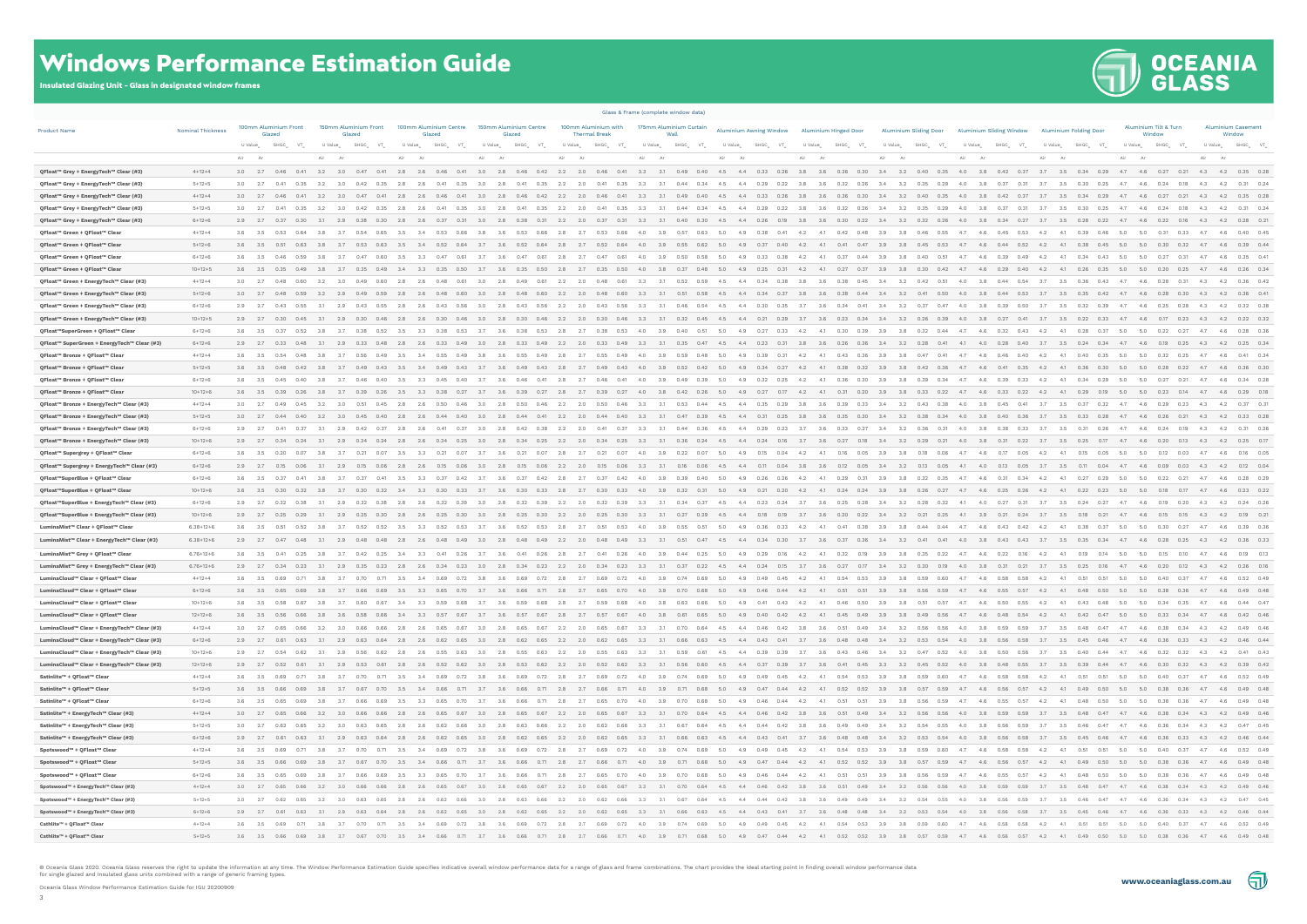# Windows Performance Estimation Guide

**Insulated Glazing Unit – Glass in designated window frames**

| Product Name | Nominal Thickness | Glass & Frame (complete window data) | | | | | | | | | | | | | | | | | | | | | | | | | | | | | | | | | | | | | | | | | | | | | | | | | |
|---|---|---|---|---|---|---|---|---|---|---|---|---|---|---|---|---|---|---|---|---|---|---|---|---|---|---|---|---|---|---|---|---|---|---|---|---|---|---|---|---|---|---|---|---|---|---|---|---|---|---|---|---|---|
| | | 100mm Aluminium Front Glazed | | | | 150mm Aluminium Front Glazed | | | | 100mm Aluminium Centre Glazed | | | | 150mm Aluminium Centre Glazed | | | | 100mm Aluminium with Thermal Break | | | | 175mm Aluminium Curtain Wall | | | | Aluminium Awning Window | | | | Aluminium Hinged Door | | | | Aluminium Sliding Door | | | | Aluminium Sliding Window | | | | Aluminium Folding Door | | | | Aluminium Tilt & Turn Window | | | | Aluminium Casement Window | | | |
| | | U Value$_w$ | | SHGC$_w$ | VT$_w$ | U Value$_w$ | | SHGC$_w$ | VT$_w$ | U Value$_w$ | | SHGC$_w$ | VT$_w$ | U Value$_w$ | | SHGC$_w$ | VT$_w$ | U Value$_w$ | | SHGC$_w$ | VT$_w$ | U Value$_w$ | | SHGC$_w$ | VT$_w$ | U Value$_w$ | | SHGC$_w$ | VT$_w$ | U Value$_w$ | | SHGC$_w$ | VT$_w$ | U Value$_w$ | | SHGC$_w$ | VT$_w$ | U Value$_w$ | | SHGC$_w$ | VT$_w$ | U Value$_w$ | | SHGC$_w$ | VT$_w$ | U Value$_w$ | | SHGC$_w$ | VT$_w$ | U Value$_w$ | | SHGC$_w$ | VT$_w$ |
| | | Air | Ar | | | Air | Ar | | | Air | Ar | | | Air | Ar | | | Air | Ar | | | Air | Ar | | | Air | Ar | | | Air | Ar | | | Air | Ar | | | Air | Ar | | | Air | Ar | | | Air | Ar | | | Air | Ar | | |
| QFloat™ Grey + EnergyTech™ Clear (#3) | 4+12+4 | 3.0 | 2.7 | 0.46 | 0.41 | 3.2 | 3.0 | 0.47 | 0.41 | 2.8 | 2.6 | 0.46 | 0.41 | 3.0 | 2.8 | 0.46 | 0.42 | 2.2 | 2.0 | 0.46 | 0.41 | 3.3 | 3.1 | 0.49 | 0.40 | 4.5 | 4.4 | 0.33 | 0.26 | 3.8 | 3.6 | 0.36 | 0.30 | 3.4 | 3.2 | 0.40 | 0.35 | 4.0 | 3.8 | 0.42 | 0.37 | 3.7 | 3.5 | 0.34 | 0.29 | 4.7 | 4.6 | 0.27 | 0.21 | 4.3 | 4.2 | 0.35 | 0.28 |
| QFloat™ Grey + EnergyTech™ Clear (#3) | 5+12+5 | 3.0 | 2.7 | 0.41 | 0.35 | 3.2 | 3.0 | 0.42 | 0.35 | 2.8 | 2.6 | 0.41 | 0.35 | 3.0 | 2.8 | 0.41 | 0.35 | 2.2 | 2.0 | 0.41 | 0.35 | 3.3 | 3.1 | 0.44 | 0.34 | 4.5 | 4.4 | 0.29 | 0.22 | 3.8 | 3.6 | 0.32 | 0.26 | 3.4 | 3.2 | 0.35 | 0.29 | 4.0 | 3.8 | 0.37 | 0.31 | 3.7 | 3.5 | 0.30 | 0.25 | 4.7 | 4.6 | 0.24 | 0.18 | 4.3 | 4.2 | 0.31 | 0.24 |
| QFloat™ Grey + EnergyTech™ Clear (#3) | 4+12+4 | 3.0 | 2.7 | 0.46 | 0.41 | 3.2 | 3.0 | 0.47 | 0.41 | 2.8 | 2.6 | 0.46 | 0.41 | 3.0 | 2.8 | 0.46 | 0.42 | 2.2 | 2.0 | 0.46 | 0.41 | 3.3 | 3.1 | 0.49 | 0.40 | 4.5 | 4.4 | 0.33 | 0.26 | 3.8 | 3.6 | 0.36 | 0.30 | 3.4 | 3.2 | 0.40 | 0.35 | 4.0 | 3.8 | 0.42 | 0.37 | 3.7 | 3.5 | 0.34 | 0.29 | 4.7 | 4.6 | 0.27 | 0.21 | 4.3 | 4.2 | 0.35 | 0.28 |
| QFloat™ Grey + EnergyTech™ Clear (#3) | 5+12+5 | 3.0 | 2.7 | 0.41 | 0.35 | 3.2 | 3.0 | 0.42 | 0.35 | 2.8 | 2.6 | 0.41 | 0.35 | 3.0 | 2.8 | 0.41 | 0.35 | 2.2 | 2.0 | 0.41 | 0.35 | 3.3 | 3.1 | 0.44 | 0.34 | 4.5 | 4.4 | 0.29 | 0.22 | 3.8 | 3.6 | 0.32 | 0.26 | 3.4 | 3.2 | 0.35 | 0.29 | 4.0 | 3.8 | 0.37 | 0.31 | 3.7 | 3.5 | 0.30 | 0.25 | 4.7 | 4.6 | 0.24 | 0.18 | 4.3 | 4.2 | 0.31 | 0.24 |
| QFloat™ Grey + EnergyTech™ Clear (#3) | 6+12+6 | 2.9 | 2.7 | 0.37 | 0.30 | 3.1 | 2.9 | 0.38 | 0.30 | 2.8 | 2.6 | 0.37 | 0.31 | 3.0 | 2.8 | 0.38 | 0.31 | 2.2 | 2.0 | 0.37 | 0.31 | 3.3 | 3.1 | 0.40 | 0.30 | 4.5 | 4.4 | 0.26 | 0.19 | 3.8 | 3.6 | 0.30 | 0.22 | 3.4 | 3.2 | 0.32 | 0.26 | 4.0 | 3.8 | 0.34 | 0.27 | 3.7 | 3.5 | 0.28 | 0.22 | 4.7 | 4.6 | 0.22 | 0.16 | 4.3 | 4.2 | 0.28 | 0.21 |
| QFloat™ Green + QFloat™ Clear | 4+12+4 | 3.6 | 3.5 | 0.53 | 0.64 | 3.8 | 3.7 | 0.54 | 0.65 | 3.5 | 3.4 | 0.53 | 0.66 | 3.8 | 3.6 | 0.53 | 0.66 | 2.8 | 2.7 | 0.53 | 0.66 | 4.0 | 3.9 | 0.57 | 0.63 | 5.0 | 4.9 | 0.38 | 0.41 | 4.2 | 4.1 | 0.42 | 0.48 | 3.9 | 3.8 | 0.46 | 0.55 | 4.7 | 4.6 | 0.45 | 0.53 | 4.2 | 4.1 | 0.39 | 0.46 | 5.0 | 5.0 | 0.31 | 0.33 | 4.7 | 4.6 | 0.40 | 0.45 |
| QFloat™ Green + QFloat™ Clear | 5+12+5 | 3.6 | 3.5 | 0.51 | 0.63 | 3.8 | 3.7 | 0.53 | 0.63 | 3.5 | 3.4 | 0.52 | 0.64 | 3.7 | 3.6 | 0.52 | 0.64 | 2.8 | 2.7 | 0.52 | 0.64 | 4.0 | 3.9 | 0.55 | 0.62 | 5.0 | 4.9 | 0.37 | 0.40 | 4.2 | 4.1 | 0.41 | 0.47 | 3.9 | 3.8 | 0.45 | 0.53 | 4.7 | 4.6 | 0.44 | 0.52 | 4.2 | 4.1 | 0.38 | 0.45 | 5.0 | 5.0 | 0.30 | 0.32 | 4.7 | 4.6 | 0.39 | 0.44 |
| QFloat™ Green + QFloat™ Clear | 6+12+6 | 3.6 | 3.5 | 0.46 | 0.59 | 3.8 | 3.7 | 0.47 | 0.60 | 3.5 | 3.3 | 0.47 | 0.61 | 3.7 | 3.6 | 0.47 | 0.61 | 2.8 | 2.7 | 0.47 | 0.61 | 4.0 | 3.9 | 0.50 | 0.58 | 5.0 | 4.9 | 0.33 | 0.38 | 4.2 | 4.1 | 0.37 | 0.44 | 3.9 | 3.8 | 0.40 | 0.51 | 4.7 | 4.6 | 0.39 | 0.49 | 4.2 | 4.1 | 0.34 | 0.43 | 5.0 | 5.0 | 0.27 | 0.31 | 4.7 | 4.6 | 0.35 | 0.41 |
| QFloat™ Green + QFloat™ Clear | 10+12+5 | 3.6 | 3.5 | 0.35 | 0.49 | 3.8 | 3.7 | 0.35 | 0.49 | 3.4 | 3.3 | 0.35 | 0.50 | 3.7 | 3.6 | 0.35 | 0.50 | 2.8 | 2.7 | 0.35 | 0.50 | 4.0 | 3.8 | 0.37 | 0.48 | 5.0 | 4.9 | 0.25 | 0.31 | 4.2 | 4.1 | 0.27 | 0.37 | 3.9 | 3.8 | 0.30 | 0.42 | 4.7 | 4.6 | 0.29 | 0.40 | 4.2 | 4.1 | 0.26 | 0.35 | 5.0 | 5.0 | 0.20 | 0.25 | 4.7 | 4.6 | 0.26 | 0.34 |
| QFloat™ Green + EnergyTech™ Clear (#3) | 4+12+4 | 3.0 | 2.7 | 0.48 | 0.60 | 3.2 | 3.0 | 0.49 | 0.60 | 2.8 | 2.6 | 0.48 | 0.61 | 3.0 | 2.8 | 0.49 | 0.61 | 2.2 | 2.0 | 0.48 | 0.61 | 3.3 | 3.1 | 0.52 | 0.59 | 4.5 | 4.4 | 0.34 | 0.38 | 3.8 | 3.6 | 0.38 | 0.45 | 3.4 | 3.2 | 0.42 | 0.51 | 4.0 | 3.8 | 0.44 | 0.54 | 3.7 | 3.5 | 0.36 | 0.43 | 4.7 | 4.6 | 0.28 | 0.31 | 4.3 | 4.2 | 0.36 | 0.42 |
| QFloat™ Green + EnergyTech™ Clear (#3) | 5+12+5 | 3.0 | 2.7 | 0.48 | 0.59 | 3.2 | 2.9 | 0.48 | 0.59 | 2.8 | 2.6 | 0.48 | 0.60 | 3.0 | 2.8 | 0.48 | 0.60 | 2.2 | 2.0 | 0.48 | 0.60 | 3.3 | 3.1 | 0.51 | 0.58 | 4.5 | 4.4 | 0.34 | 0.37 | 3.8 | 3.6 | 0.38 | 0.44 | 3.4 | 3.2 | 0.41 | 0.50 | 4.0 | 3.8 | 0.44 | 0.53 | 3.7 | 3.5 | 0.35 | 0.42 | 4.7 | 4.6 | 0.28 | 0.30 | 4.3 | 4.2 | 0.36 | 0.41 |
| QFloat™ Green + EnergyTech™ Clear (#3) | 6+12+6 | 2.9 | 2.7 | 0.43 | 0.55 | 3.1 | 2.9 | 0.43 | 0.55 | 2.8 | 2.6 | 0.43 | 0.56 | 3.0 | 2.8 | 0.43 | 0.56 | 2.2 | 2.0 | 0.43 | 0.56 | 3.3 | 3.1 | 0.46 | 0.54 | 4.5 | 4.4 | 0.30 | 0.35 | 3.7 | 3.6 | 0.34 | 0.41 | 3.4 | 3.2 | 0.37 | 0.47 | 4.0 | 3.8 | 0.39 | 0.50 | 3.7 | 3.5 | 0.32 | 0.39 | 4.7 | 4.6 | 0.25 | 0.28 | 4.3 | 4.2 | 0.32 | 0.38 |
| QFloat™ Green + EnergyTech™ Clear (#3) | 10+12+5 | 2.9 | 2.7 | 0.30 | 0.45 | 3.1 | 2.9 | 0.30 | 0.46 | 2.8 | 2.6 | 0.30 | 0.46 | 3.0 | 2.8 | 0.30 | 0.46 | 2.2 | 2.0 | 0.30 | 0.46 | 3.3 | 3.1 | 0.32 | 0.45 | 4.5 | 4.4 | 0.21 | 0.29 | 3.7 | 3.6 | 0.23 | 0.34 | 3.4 | 3.2 | 0.26 | 0.39 | 4.0 | 3.8 | 0.27 | 0.41 | 3.7 | 3.5 | 0.22 | 0.33 | 4.7 | 4.6 | 0.17 | 0.23 | 4.3 | 4.2 | 0.22 | 0.32 |
| QFloat™SuperGreen + QFloat™ Clear | 6+12+6 | 3.6 | 3.5 | 0.37 | 0.52 | 3.8 | 3.7 | 0.38 | 0.52 | 3.5 | 3.3 | 0.38 | 0.53 | 3.7 | 3.6 | 0.38 | 0.53 | 2.8 | 2.7 | 0.38 | 0.53 | 4.0 | 3.9 | 0.40 | 0.51 | 5.0 | 4.9 | 0.27 | 0.33 | 4.2 | 4.1 | 0.30 | 0.39 | 3.9 | 3.8 | 0.32 | 0.44 | 4.7 | 4.6 | 0.32 | 0.43 | 4.2 | 4.1 | 0.28 | 0.37 | 5.0 | 5.0 | 0.22 | 0.27 | 4.7 | 4.6 | 0.28 | 0.36 |
| QFloat™ SuperGreen + EnergyTech™ Clear (#3) | 6+12+6 | 2.9 | 2.7 | 0.33 | 0.48 | 3.1 | 2.9 | 0.33 | 0.48 | 2.8 | 2.6 | 0.33 | 0.49 | 3.0 | 2.8 | 0.33 | 0.49 | 2.2 | 2.0 | 0.33 | 0.49 | 3.3 | 3.1 | 0.35 | 0.47 | 4.5 | 4.4 | 0.23 | 0.31 | 3.8 | 3.6 | 0.26 | 0.36 | 3.4 | 3.2 | 0.28 | 0.41 | 4.1 | 4.0 | 0.28 | 0.40 | 3.7 | 3.5 | 0.24 | 0.34 | 4.7 | 4.6 | 0.19 | 0.25 | 4.3 | 4.2 | 0.25 | 0.34 |
| QFloat™ Bronze + QFloat™ Clear | 4+12+4 | 3.6 | 3.5 | 0.54 | 0.48 | 3.8 | 3.7 | 0.56 | 0.49 | 3.5 | 3.4 | 0.55 | 0.49 | 3.8 | 3.6 | 0.55 | 0.49 | 2.8 | 2.7 | 0.55 | 0.49 | 4.0 | 3.9 | 0.59 | 0.48 | 5.0 | 4.9 | 0.39 | 0.31 | 4.2 | 4.1 | 0.43 | 0.36 | 3.9 | 3.8 | 0.47 | 0.41 | 4.7 | 4.6 | 0.46 | 0.40 | 4.2 | 4.1 | 0.40 | 0.35 | 5.0 | 5.0 | 0.32 | 0.25 | 4.7 | 4.6 | 0.41 | 0.34 |
| QFloat™ Bronze + QFloat™ Clear | 5+12+5 | 3.6 | 3.5 | 0.49 | 0.43 | 3.8 | 3.7 | 0.49 | 0.43 | 3.5 | 3.4 | 0.49 | 0.43 | 3.7 | 3.6 | 0.49 | 0.43 | 2.8 | 2.7 | 0.49 | 0.43 | 4.0 | 3.9 | 0.52 | 0.42 | 5.0 | 4.9 | 0.34 | 0.27 | 4.2 | 4.1 | 0.38 | 0.32 | 3.9 | 3.8 | 0.42 | 0.36 | 4.7 | 4.6 | 0.41 | 0.35 | 4.2 | 4.1 | 0.36 | 0.30 | 5.0 | 5.0 | 0.28 | 0.22 | 4.7 | 4.6 | 0.36 | 0.30 |
| QFloat™ Bronze + QFloat™ Clear | 6+12+6 | 3.6 | 3.5 | 0.45 | 0.40 | 3.8 | 3.7 | 0.46 | 0.40 | 3.5 | 3.3 | 0.45 | 0.40 | 3.7 | 3.6 | 0.46 | 0.41 | 2.8 | 2.7 | 0.46 | 0.41 | 4.0 | 3.9 | 0.49 | 0.39 | 5.0 | 4.9 | 0.32 | 0.25 | 4.2 | 4.1 | 0.36 | 0.30 | 3.9 | 3.8 | 0.39 | 0.34 | 4.7 | 4.6 | 0.39 | 0.33 | 4.2 | 4.1 | 0.34 | 0.29 | 5.0 | 5.0 | 0.27 | 0.21 | 4.7 | 4.6 | 0.34 | 0.28 |
| QFloat™ Bronze + QFloat™ Clear | 10+12+5 | 3.6 | 3.5 | 0.39 | 0.26 | 3.8 | 3.7 | 0.39 | 0.26 | 3.5 | 3.3 | 0.38 | 0.27 | 3.7 | 3.6 | 0.39 | 0.27 | 2.8 | 2.7 | 0.39 | 0.27 | 4.0 | 3.8 | 0.42 | 0.26 | 5.0 | 4.9 | 0.27 | 0.17 | 4.2 | 4.1 | 0.31 | 0.20 | 3.9 | 3.8 | 0.33 | 0.22 | 4.7 | 4.6 | 0.33 | 0.22 | 4.2 | 4.1 | 0.29 | 0.19 | 5.0 | 5.0 | 0.23 | 0.14 | 4.7 | 4.6 | 0.29 | 0.18 |
| QFloat™ Bronze + EnergyTech™ Clear (#3) | 4+12+4 | 3.0 | 2.7 | 0.49 | 0.45 | 3.2 | 3.0 | 0.51 | 0.45 | 2.8 | 2.6 | 0.50 | 0.46 | 3.0 | 2.8 | 0.50 | 0.46 | 2.2 | 2.0 | 0.50 | 0.46 | 3.3 | 3.1 | 0.53 | 0.44 | 4.5 | 4.4 | 0.35 | 0.29 | 3.8 | 3.6 | 0.39 | 0.33 | 3.4 | 3.2 | 0.43 | 0.38 | 4.0 | 3.8 | 0.45 | 0.41 | 3.7 | 3.5 | 0.37 | 0.32 | 4.7 | 4.6 | 0.29 | 0.23 | 4.3 | 4.2 | 0.37 | 0.31 |
| QFloat™ Bronze + EnergyTech™ Clear (#3) | 5+12+5 | 3.0 | 2.7 | 0.44 | 0.40 | 3.2 | 3.0 | 0.45 | 0.40 | 2.8 | 2.6 | 0.44 | 0.40 | 3.0 | 2.8 | 0.44 | 0.41 | 2.2 | 2.0 | 0.44 | 0.40 | 3.3 | 3.1 | 0.47 | 0.39 | 4.5 | 4.4 | 0.31 | 0.25 | 3.8 | 3.6 | 0.35 | 0.30 | 3.4 | 3.2 | 0.38 | 0.34 | 4.0 | 3.8 | 0.40 | 0.36 | 3.7 | 3.5 | 0.33 | 0.28 | 4.7 | 4.6 | 0.26 | 0.21 | 4.3 | 4.2 | 0.33 | 0.28 |
| QFloat™ Bronze + EnergyTech™ Clear (#3) | 6+12+6 | 2.9 | 2.7 | 0.41 | 0.37 | 3.1 | 2.9 | 0.42 | 0.37 | 2.8 | 2.6 | 0.41 | 0.37 | 3.0 | 2.8 | 0.42 | 0.38 | 2.2 | 2.0 | 0.41 | 0.37 | 3.3 | 3.1 | 0.44 | 0.36 | 4.5 | 4.4 | 0.29 | 0.23 | 3.7 | 3.6 | 0.33 | 0.27 | 3.4 | 3.2 | 0.36 | 0.31 | 4.0 | 3.8 | 0.38 | 0.33 | 3.7 | 3.5 | 0.31 | 0.26 | 4.7 | 4.6 | 0.24 | 0.19 | 4.3 | 4.2 | 0.31 | 0.26 |
| QFloat™ Bronze + EnergyTech™ Clear (#3) | 10+12+5 | 2.9 | 2.7 | 0.34 | 0.24 | 3.1 | 2.9 | 0.34 | 0.24 | 2.8 | 2.6 | 0.34 | 0.25 | 3.0 | 2.8 | 0.34 | 0.25 | 2.2 | 2.0 | 0.34 | 0.25 | 3.3 | 3.1 | 0.36 | 0.24 | 4.5 | 4.4 | 0.24 | 0.16 | 3.7 | 3.6 | 0.27 | 0.18 | 3.4 | 3.2 | 0.29 | 0.21 | 4.0 | 3.8 | 0.31 | 0.22 | 3.7 | 3.5 | 0.25 | 0.17 | 4.7 | 4.6 | 0.20 | 0.13 | 4.3 | 4.2 | 0.25 | 0.17 |
| QFloat™ Supergrey + QFloat™ Clear | 6+12+6 | 3.6 | 3.5 | 0.20 | 0.07 | 3.8 | 3.7 | 0.21 | 0.07 | 3.5 | 3.3 | 0.21 | 0.07 | 3.7 | 3.6 | 0.21 | 0.07 | 2.8 | 2.7 | 0.21 | 0.07 | 4.0 | 3.9 | 0.22 | 0.07 | 5.0 | 4.9 | 0.15 | 0.04 | 4.2 | 4.1 | 0.16 | 0.05 | 3.9 | 3.8 | 0.18 | 0.06 | 4.7 | 4.6 | 0.17 | 0.05 | 4.2 | 4.1 | 0.15 | 0.05 | 5.0 | 5.0 | 0.12 | 0.03 | 4.7 | 4.6 | 0.16 | 0.05 |
| QFloat™ Supergrey + EnergyTech™ Clear (#3) | 6+12+6 | 2.9 | 2.7 | 0.15 | 0.06 | 3.1 | 2.9 | 0.15 | 0.06 | 2.8 | 2.6 | 0.15 | 0.06 | 3.0 | 2.8 | 0.15 | 0.06 | 2.2 | 2.0 | 0.15 | 0.06 | 3.3 | 3.1 | 0.16 | 0.06 | 4.5 | 4.4 | 0.11 | 0.04 | 3.8 | 3.6 | 0.12 | 0.05 | 3.4 | 3.2 | 0.13 | 0.05 | 4.1 | 4.0 | 0.13 | 0.05 | 3.7 | 3.5 | 0.11 | 0.04 | 4.7 | 4.6 | 0.09 | 0.03 | 4.3 | 4.2 | 0.12 | 0.04 |
| QFloat™SuperBlue + QFloat™ Clear | 6+12+6 | 3.6 | 3.5 | 0.37 | 0.41 | 3.8 | 3.7 | 0.37 | 0.41 | 3.5 | 3.3 | 0.37 | 0.42 | 3.7 | 3.6 | 0.37 | 0.42 | 2.8 | 2.7 | 0.37 | 0.42 | 4.0 | 3.9 | 0.39 | 0.40 | 5.0 | 4.9 | 0.26 | 0.26 | 4.2 | 4.1 | 0.29 | 0.31 | 3.9 | 3.8 | 0.32 | 0.35 | 4.7 | 4.6 | 0.31 | 0.34 | 4.2 | 4.1 | 0.27 | 0.29 | 5.0 | 5.0 | 0.22 | 0.21 | 4.7 | 4.6 | 0.28 | 0.29 |
| QFloat™SuperBlue + QFloat™ Clear | 10+12+5 | 3.6 | 3.5 | 0.30 | 0.32 | 3.8 | 3.7 | 0.30 | 0.32 | 3.4 | 3.3 | 0.30 | 0.33 | 3.7 | 3.6 | 0.30 | 0.33 | 2.8 | 2.7 | 0.30 | 0.33 | 4.0 | 3.8 | 0.32 | 0.31 | 5.0 | 4.9 | 0.21 | 0.20 | 4.2 | 4.1 | 0.24 | 0.24 | 3.9 | 3.8 | 0.26 | 0.27 | 4.7 | 4.6 | 0.25 | 0.26 | 4.2 | 4.1 | 0.22 | 0.23 | 5.0 | 5.0 | 0.18 | 0.17 | 4.7 | 4.6 | 0.23 | 0.22 |
| QFloat™SuperBlue + EnergyTech™ Clear (#3) | 6+12+6 | 2.9 | 2.7 | 0.32 | 0.38 | 3.1 | 2.9 | 0.32 | 0.38 | 2.8 | 2.6 | 0.32 | 0.39 | 3.0 | 2.8 | 0.32 | 0.39 | 2.2 | 2.0 | 0.32 | 0.39 | 3.3 | 3.1 | 0.34 | 0.37 | 4.5 | 4.4 | 0.23 | 0.24 | 3.7 | 3.6 | 0.25 | 0.28 | 3.4 | 3.2 | 0.28 | 0.32 | 4.1 | 4.0 | 0.27 | 0.31 | 3.7 | 3.5 | 0.24 | 0.27 | 4.7 | 4.6 | 0.19 | 0.20 | 4.3 | 4.2 | 0.24 | 0.26 |
| QFloat™SuperBlue + EnergyTech™ Clear (#3) | 10+12+5 | 2.9 | 2.7 | 0.25 | 0.29 | 3.1 | 2.9 | 0.25 | 0.30 | 2.8 | 2.6 | 0.25 | 0.30 | 3.0 | 2.8 | 0.25 | 0.30 | 2.2 | 2.0 | 0.25 | 0.30 | 3.3 | 3.1 | 0.27 | 0.29 | 4.5 | 4.4 | 0.18 | 0.19 | 3.7 | 3.6 | 0.20 | 0.22 | 3.4 | 3.2 | 0.21 | 0.25 | 4.1 | 3.9 | 0.21 | 0.24 | 3.7 | 3.5 | 0.18 | 0.21 | 4.7 | 4.6 | 0.15 | 0.15 | 4.3 | 4.2 | 0.19 | 0.21 |
| LuminaMist™ Clear + QFloat™ Clear | 6.38+12+6 | 3.6 | 3.5 | 0.51 | 0.52 | 3.8 | 3.7 | 0.52 | 0.52 | 3.5 | 3.3 | 0.52 | 0.53 | 3.7 | 3.6 | 0.52 | 0.53 | 2.8 | 2.7 | 0.51 | 0.53 | 4.0 | 3.9 | 0.55 | 0.51 | 5.0 | 4.9 | 0.36 | 0.33 | 4.2 | 4.1 | 0.41 | 0.38 | 3.9 | 3.8 | 0.44 | 0.44 | 4.7 | 4.6 | 0.43 | 0.42 | 4.2 | 4.1 | 0.38 | 0.37 | 5.0 | 5.0 | 0.30 | 0.27 | 4.7 | 4.6 | 0.39 | 0.36 |
| LuminaMist™ Clear + EnergyTech™ Clear (#3) | 6.38+12+6 | 2.9 | 2.7 | 0.47 | 0.48 | 3.1 | 2.9 | 0.48 | 0.48 | 2.8 | 2.6 | 0.48 | 0.49 | 3.0 | 2.8 | 0.48 | 0.49 | 2.2 | 2.0 | 0.48 | 0.49 | 3.3 | 3.1 | 0.51 | 0.47 | 4.5 | 4.4 | 0.34 | 0.30 | 3.7 | 3.6 | 0.37 | 0.36 | 3.4 | 3.2 | 0.41 | 0.41 | 4.0 | 3.8 | 0.43 | 0.43 | 3.7 | 3.5 | 0.35 | 0.34 | 4.7 | 4.6 | 0.28 | 0.25 | 4.3 | 4.2 | 0.36 | 0.33 |
| LuminaMist™ Grey + QFloat™ Clear | 6.76+12+6 | 3.6 | 3.5 | 0.41 | 0.25 | 3.8 | 3.7 | 0.42 | 0.25 | 3.4 | 3.3 | 0.41 | 0.26 | 3.7 | 3.6 | 0.41 | 0.26 | 2.8 | 2.7 | 0.41 | 0.26 | 4.0 | 3.9 | 0.44 | 0.25 | 5.0 | 4.9 | 0.29 | 0.16 | 4.2 | 4.1 | 0.32 | 0.19 | 3.9 | 3.8 | 0.35 | 0.22 | 4.7 | 4.6 | 0.22 | 0.16 | 4.2 | 4.1 | 0.19 | 0.14 | 5.0 | 5.0 | 0.15 | 0.10 | 4.7 | 4.6 | 0.19 | 0.13 |
| LuminaMist™ Grey + EnergyTech™ Clear (#3) | 6.76+12+6 | 2.9 | 2.7 | 0.34 | 0.23 | 3.1 | 2.9 | 0.35 | 0.23 | 2.8 | 2.6 | 0.34 | 0.23 | 3.0 | 2.8 | 0.34 | 0.23 | 2.2 | 2.0 | 0.34 | 0.23 | 3.3 | 3.1 | 0.37 | 0.22 | 4.5 | 4.4 | 0.24 | 0.15 | 3.7 | 3.6 | 0.27 | 0.17 | 3.4 | 3.2 | 0.30 | 0.19 | 4.0 | 3.8 | 0.31 | 0.21 | 3.7 | 3.5 | 0.25 | 0.16 | 4.7 | 4.6 | 0.20 | 0.12 | 4.3 | 4.2 | 0.26 | 0.16 |
| LuminaCloud™ Clear + QFloat™ Clear | 4+12+4 | 3.6 | 3.5 | 0.69 | 0.71 | 3.8 | 3.7 | 0.70 | 0.71 | 3.5 | 3.4 | 0.69 | 0.72 | 3.8 | 3.6 | 0.69 | 0.72 | 2.8 | 2.7 | 0.69 | 0.72 | 4.0 | 3.9 | 0.74 | 0.69 | 5.0 | 4.9 | 0.49 | 0.45 | 4.2 | 4.1 | 0.54 | 0.53 | 3.9 | 3.8 | 0.59 | 0.60 | 4.7 | 4.6 | 0.58 | 0.58 | 4.2 | 4.1 | 0.51 | 0.51 | 5.0 | 5.0 | 0.40 | 0.37 | 4.7 | 4.6 | 0.52 | 0.49 |
| LuminaCloud™ Clear + QFloat™ Clear | 6+12+6 | 3.6 | 3.5 | 0.65 | 0.69 | 3.8 | 3.7 | 0.66 | 0.69 | 3.5 | 3.3 | 0.65 | 0.70 | 3.7 | 3.6 | 0.66 | 0.71 | 2.8 | 2.7 | 0.65 | 0.70 | 4.0 | 3.9 | 0.70 | 0.68 | 5.0 | 4.9 | 0.46 | 0.44 | 4.2 | 4.1 | 0.51 | 0.51 | 3.9 | 3.8 | 0.56 | 0.59 | 4.7 | 4.6 | 0.55 | 0.57 | 4.2 | 4.1 | 0.48 | 0.50 | 5.0 | 5.0 | 0.38 | 0.36 | 4.7 | 4.6 | 0.49 | 0.48 |
| LuminaCloud™ Clear + QFloat™ Clear | 10+12+6 | 3.6 | 3.5 | 0.58 | 0.67 | 3.8 | 3.7 | 0.60 | 0.67 | 3.4 | 3.3 | 0.59 | 0.68 | 3.7 | 3.6 | 0.59 | 0.68 | 2.8 | 2.7 | 0.59 | 0.68 | 4.0 | 3.8 | 0.63 | 0.66 | 5.0 | 4.9 | 0.41 | 0.43 | 4.2 | 4.1 | 0.46 | 0.50 | 3.9 | 3.8 | 0.51 | 0.57 | 4.7 | 4.6 | 0.50 | 0.55 | 4.2 | 4.1 | 0.43 | 0.48 | 5.0 | 5.0 | 0.34 | 0.35 | 4.7 | 4.6 | 0.44 | 0.47 |
| LuminaCloud™ Clear + QFloat™ Clear | 12+12+6 | 3.6 | 3.5 | 0.56 | 0.66 | 3.8 | 3.6 | 0.58 | 0.66 | 3.4 | 3.3 | 0.57 | 0.67 | 3.7 | 3.6 | 0.57 | 0.67 | 2.8 | 2.7 | 0.57 | 0.67 | 4.0 | 3.8 | 0.61 | 0.65 | 5.0 | 4.9 | 0.40 | 0.42 | 4.2 | 4.1 | 0.45 | 0.49 | 3.9 | 3.8 | 0.49 | 0.56 | 4.7 | 4.6 | 0.48 | 0.54 | 4.2 | 4.1 | 0.42 | 0.47 | 5.0 | 5.0 | 0.33 | 0.34 | 4.7 | 4.6 | 0.42 | 0.46 |
| LuminaCloud™ Clear + EnergyTech™ Clear (#3) | 4+12+4 | 3.0 | 2.7 | 0.65 | 0.66 | 3.2 | 3.0 | 0.66 | 0.66 | 2.8 | 2.6 | 0.65 | 0.67 | 3.0 | 2.8 | 0.65 | 0.67 | 2.2 | 2.0 | 0.65 | 0.67 | 3.3 | 3.1 | 0.70 | 0.64 | 4.5 | 4.4 | 0.46 | 0.42 | 3.8 | 3.6 | 0.51 | 0.49 | 3.4 | 3.2 | 0.56 | 0.56 | 4.0 | 3.8 | 0.59 | 0.59 | 3.7 | 3.5 | 0.48 | 0.47 | 4.7 | 4.6 | 0.38 | 0.34 | 4.3 | 4.2 | 0.49 | 0.46 |
| LuminaCloud™ Clear + EnergyTech™ Clear (#3) | 6+12+6 | 2.9 | 2.7 | 0.62 | 0.64 | 3.1 | 2.9 | 0.63 | 0.64 | 2.8 | 2.6 | 0.62 | 0.65 | 3.0 | 2.8 | 0.62 | 0.65 | 2.2 | 2.0 | 0.62 | 0.65 | 3.3 | 3.1 | 0.66 | 0.63 | 4.5 | 4.4 | 0.43 | 0.41 | 3.7 | 3.6 | 0.48 | 0.48 | 3.4 | 3.2 | 0.53 | 0.54 | 4.0 | 3.8 | 0.56 | 0.58 | 3.7 | 3.5 | 0.45 | 0.46 | 4.7 | 4.6 | 0.36 | 0.33 | 4.3 | 4.2 | 0.46 | 0.44 |
| LuminaCloud™ Clear + EnergyTech™ Clear (#3) | 10+12+6 | 2.9 | 2.7 | 0.54 | 0.62 | 3.1 | 2.9 | 0.56 | 0.62 | 2.8 | 2.6 | 0.55 | 0.63 | 3.0 | 2.8 | 0.55 | 0.63 | 2.2 | 2.0 | 0.55 | 0.63 | 3.3 | 3.1 | 0.59 | 0.61 | 4.5 | 4.4 | 0.39 | 0.39 | 3.7 | 3.6 | 0.43 | 0.46 | 3.4 | 3.2 | 0.47 | 0.52 | 4.0 | 3.8 | 0.50 | 0.56 | 3.7 | 3.5 | 0.40 | 0.44 | 4.7 | 4.6 | 0.32 | 0.32 | 4.3 | 4.2 | 0.41 | 0.43 |
| LuminaCloud™ Clear + EnergyTech™ Clear (#3) | 12+12+6 | 2.9 | 2.7 | 0.52 | 0.61 | 3.1 | 2.9 | 0.53 | 0.61 | 2.8 | 2.6 | 0.52 | 0.62 | 3.0 | 2.8 | 0.53 | 0.62 | 2.2 | 2.0 | 0.52 | 0.62 | 3.3 | 3.1 | 0.56 | 0.60 | 4.5 | 4.4 | 0.37 | 0.39 | 3.7 | 3.6 | 0.41 | 0.45 | 3.3 | 3.2 | 0.45 | 0.52 | 4.0 | 3.8 | 0.48 | 0.55 | 3.7 | 3.5 | 0.39 | 0.44 | 4.7 | 4.6 | 0.30 | 0.32 | 4.3 | 4.2 | 0.39 | 0.42 |
| Satinlite™ + QFloat™ Clear | 4+12+4 | 3.6 | 3.5 | 0.69 | 0.71 | 3.8 | 3.7 | 0.70 | 0.71 | 3.5 | 3.4 | 0.69 | 0.72 | 3.8 | 3.6 | 0.69 | 0.72 | 2.8 | 2.7 | 0.69 | 0.72 | 4.0 | 3.9 | 0.74 | 0.69 | 5.0 | 4.9 | 0.49 | 0.45 | 4.2 | 4.1 | 0.54 | 0.53 | 3.9 | 3.8 | 0.59 | 0.60 | 4.7 | 4.6 | 0.58 | 0.58 | 4.2 | 4.1 | 0.51 | 0.51 | 5.0 | 5.0 | 0.40 | 0.37 | 4.7 | 4.6 | 0.52 | 0.49 |
| Satinlite™ + QFloat™ Clear | 5+12+5 | 3.6 | 3.5 | 0.66 | 0.69 | 3.8 | 3.7 | 0.67 | 0.70 | 3.5 | 3.4 | 0.66 | 0.71 | 3.7 | 3.6 | 0.66 | 0.71 | 2.8 | 2.7 | 0.66 | 0.71 | 4.0 | 3.9 | 0.71 | 0.68 | 5.0 | 4.9 | 0.47 | 0.44 | 4.2 | 4.1 | 0.52 | 0.52 | 3.9 | 3.8 | 0.57 | 0.59 | 4.7 | 4.6 | 0.56 | 0.57 | 4.2 | 4.1 | 0.49 | 0.50 | 5.0 | 5.0 | 0.38 | 0.36 | 4.7 | 4.6 | 0.49 | 0.48 |
| Satinlite™ + QFloat™ Clear | 6+12+6 | 3.6 | 3.5 | 0.65 | 0.69 | 3.8 | 3.7 | 0.66 | 0.69 | 3.5 | 3.3 | 0.65 | 0.70 | 3.7 | 3.6 | 0.66 | 0.71 | 2.8 | 2.7 | 0.65 | 0.70 | 4.0 | 3.9 | 0.70 | 0.68 | 5.0 | 4.9 | 0.46 | 0.44 | 4.2 | 4.1 | 0.51 | 0.51 | 3.9 | 3.8 | 0.56 | 0.59 | 4.7 | 4.6 | 0.55 | 0.57 | 4.2 | 4.1 | 0.48 | 0.50 | 5.0 | 5.0 | 0.38 | 0.36 | 4.7 | 4.6 | 0.49 | 0.48 |
| Satinlite™ + EnergyTech™ Clear (#3) | 4+12+4 | 3.0 | 2.7 | 0.65 | 0.66 | 3.2 | 3.0 | 0.66 | 0.66 | 2.8 | 2.6 | 0.65 | 0.67 | 3.0 | 2.8 | 0.65 | 0.67 | 2.2 | 2.0 | 0.65 | 0.67 | 3.3 | 3.1 | 0.70 | 0.64 | 4.5 | 4.4 | 0.46 | 0.42 | 3.8 | 3.6 | 0.51 | 0.49 | 3.4 | 3.2 | 0.56 | 0.56 | 4.0 | 3.8 | 0.59 | 0.59 | 3.7 | 3.5 | 0.48 | 0.47 | 4.7 | 4.6 | 0.38 | 0.34 | 4.3 | 4.2 | 0.49 | 0.46 |
| Satinlite™ + EnergyTech™ Clear (#3) | 5+12+5 | 3.0 | 2.7 | 0.62 | 0.65 | 3.2 | 3.0 | 0.63 | 0.65 | 2.8 | 2.6 | 0.62 | 0.66 | 3.0 | 2.8 | 0.63 | 0.66 | 2.2 | 2.0 | 0.62 | 0.66 | 3.3 | 3.1 | 0.67 | 0.64 | 4.5 | 4.4 | 0.44 | 0.42 | 3.8 | 3.6 | 0.49 | 0.49 | 3.4 | 3.2 | 0.54 | 0.55 | 4.0 | 3.8 | 0.56 | 0.59 | 3.7 | 3.5 | 0.46 | 0.47 | 4.7 | 4.6 | 0.36 | 0.34 | 4.3 | 4.2 | 0.47 | 0.45 |
| Satinlite™ + EnergyTech™ Clear (#3) | 6+12+6 | 2.9 | 2.7 | 0.61 | 0.63 | 3.1 | 2.9 | 0.63 | 0.64 | 2.8 | 2.6 | 0.62 | 0.65 | 3.0 | 2.8 | 0.62 | 0.65 | 2.2 | 2.0 | 0.62 | 0.65 | 3.3 | 3.1 | 0.66 | 0.63 | 4.5 | 4.4 | 0.43 | 0.41 | 3.7 | 3.6 | 0.48 | 0.48 | 3.4 | 3.2 | 0.53 | 0.54 | 4.0 | 3.8 | 0.56 | 0.58 | 3.7 | 3.5 | 0.45 | 0.46 | 4.7 | 4.6 | 0.36 | 0.33 | 4.3 | 4.2 | 0.46 | 0.44 |
| Spotswood™ + QFloat™ Clear | 4+12+4 | 3.6 | 3.5 | 0.69 | 0.71 | 3.8 | 3.7 | 0.70 | 0.71 | 3.5 | 3.4 | 0.69 | 0.72 | 3.8 | 3.6 | 0.69 | 0.72 | 2.8 | 2.7 | 0.69 | 0.72 | 4.0 | 3.9 | 0.74 | 0.69 | 5.0 | 4.9 | 0.49 | 0.45 | 4.2 | 4.1 | 0.54 | 0.53 | 3.9 | 3.8 | 0.59 | 0.60 | 4.7 | 4.6 | 0.58 | 0.58 | 4.2 | 4.1 | 0.51 | 0.51 | 5.0 | 5.0 | 0.40 | 0.37 | 4.7 | 4.6 | 0.52 | 0.49 |
| Spotswood™ + QFloat™ Clear | 5+12+5 | 3.6 | 3.5 | 0.66 | 0.69 | 3.8 | 3.7 | 0.67 | 0.70 | 3.5 | 3.4 | 0.66 | 0.71 | 3.7 | 3.6 | 0.66 | 0.71 | 2.8 | 2.7 | 0.66 | 0.71 | 4.0 | 3.9 | 0.71 | 0.68 | 5.0 | 4.9 | 0.47 | 0.44 | 4.2 | 4.1 | 0.52 | 0.52 | 3.9 | 3.8 | 0.57 | 0.59 | 4.7 | 4.6 | 0.56 | 0.57 | 4.2 | 4.1 | 0.49 | 0.50 | 5.0 | 5.0 | 0.38 | 0.36 | 4.7 | 4.6 | 0.49 | 0.48 |
| Spotswood™ + QFloat™ Clear | 6+12+6 | 3.6 | 3.5 | 0.65 | 0.69 | 3.8 | 3.7 | 0.66 | 0.69 | 3.5 | 3.3 | 0.65 | 0.70 | 3.7 | 3.6 | 0.66 | 0.71 | 2.8 | 2.7 | 0.65 | 0.70 | 4.0 | 3.9 | 0.70 | 0.68 | 5.0 | 4.9 | 0.46 | 0.44 | 4.2 | 4.1 | 0.51 | 0.51 | 3.9 | 3.8 | 0.56 | 0.59 | 4.7 | 4.6 | 0.55 | 0.57 | 4.2 | 4.1 | 0.48 | 0.50 | 5.0 | 5.0 | 0.38 | 0.36 | 4.7 | 4.6 | 0.49 | 0.48 |
| Spotswood™ + EnergyTech™ Clear (#3) | 4+12+4 | 3.0 | 2.7 | 0.65 | 0.66 | 3.2 | 3.0 | 0.66 | 0.66 | 2.8 | 2.6 | 0.65 | 0.67 | 3.0 | 2.8 | 0.65 | 0.67 | 2.2 | 2.0 | 0.65 | 0.67 | 3.3 | 3.1 | 0.70 | 0.64 | 4.5 | 4.4 | 0.46 | 0.42 | 3.8 | 3.6 | 0.51 | 0.49 | 3.4 | 3.2 | 0.56 | 0.56 | 4.0 | 3.8 | 0.59 | 0.59 | 3.7 | 3.5 | 0.48 | 0.47 | 4.7 | 4.6 | 0.38 | 0.34 | 4.3 | 4.2 | 0.49 | 0.46 |
| Spotswood™ + EnergyTech™ Clear (#3) | 5+12+5 | 3.0 | 2.7 | 0.62 | 0.65 | 3.2 | 3.0 | 0.63 | 0.65 | 2.8 | 2.6 | 0.62 | 0.66 | 3.0 | 2.8 | 0.63 | 0.66 | 2.2 | 2.0 | 0.62 | 0.66 | 3.3 | 3.1 | 0.67 | 0.64 | 4.5 | 4.4 | 0.44 | 0.42 | 3.8 | 3.6 | 0.49 | 0.49 | 3.4 | 3.2 | 0.54 | 0.55 | 4.0 | 3.8 | 0.56 | 0.59 | 3.7 | 3.5 | 0.46 | 0.47 | 4.7 | 4.6 | 0.36 | 0.34 | 4.3 | 4.2 | 0.47 | 0.45 |
| Spotswood™ + EnergyTech™ Clear (#3) | 6+12+6 | 2.9 | 2.7 | 0.61 | 0.63 | 3.1 | 2.9 | 0.63 | 0.64 | 2.8 | 2.6 | 0.62 | 0.65 | 3.0 | 2.8 | 0.62 | 0.65 | 2.2 | 2.0 | 0.62 | 0.65 | 3.3 | 3.1 | 0.66 | 0.63 | 4.5 | 4.4 | 0.43 | 0.41 | 3.7 | 3.6 | 0.48 | 0.48 | 3.4 | 3.2 | 0.53 | 0.54 | 4.0 | 3.8 | 0.56 | 0.58 | 3.7 | 3.5 | 0.45 | 0.46 | 4.7 | 4.6 | 0.36 | 0.33 | 4.3 | 4.2 | 0.46 | 0.44 |
| Cathlite™ + QFloat™ Clear | 4+12+4 | 3.6 | 3.5 | 0.69 | 0.71 | 3.8 | 3.7 | 0.70 | 0.71 | 3.5 | 3.4 | 0.69 | 0.72 | 3.8 | 3.6 | 0.69 | 0.72 | 2.8 | 2.7 | 0.69 | 0.72 | 4.0 | 3.9 | 0.74 | 0.69 | 5.0 | 4.9 | 0.49 | 0.45 | 4.2 | 4.1 | 0.54 | 0.53 | 3.9 | 3.8 | 0.59 | 0.60 | 4.7 | 4.6 | 0.58 | 0.58 | 4.2 | 4.1 | 0.51 | 0.51 | 5.0 | 5.0 | 0.40 | 0.37 | 4.7 | 4.6 | 0.52 | 0.49 |
| Cathlite™ + QFloat™ Clear | 5+12+5 | 3.6 | 3.5 | 0.66 | 0.69 | 3.8 | 3.7 | 0.67 | 0.70 | 3.5 | 3.4 | 0.66 | 0.71 | 3.7 | 3.6 | 0.66 | 0.71 | 2.8 | 2.7 | 0.66 | 0.71 | 4.0 | 3.9 | 0.71 | 0.68 | 5.0 | 4.9 | 0.47 | 0.44 | 4.2 | 4.1 | 0.52 | 0.52 | 3.9 | 3.8 | 0.57 | 0.59 | 4.7 | 4.6 | 0.56 | 0.57 | 4.2 | 4.1 | 0.49 | 0.50 | 5.0 | 5.0 | 0.38 | 0.36 | 4.7 | 4.6 | 0.49 | 0.48 |

© Oceania Glass 2020. Oceania Glass reserves the right to update the information at any time. The Window Performance Estimation Guide specifies indicative overall window performance data for a range of glass and frame combinations. The chart provides the ideal starting point in finding overall window performance data for single glazed and insulated glass units combined with a range of generic framing types.

www.oceaniaglass.com.au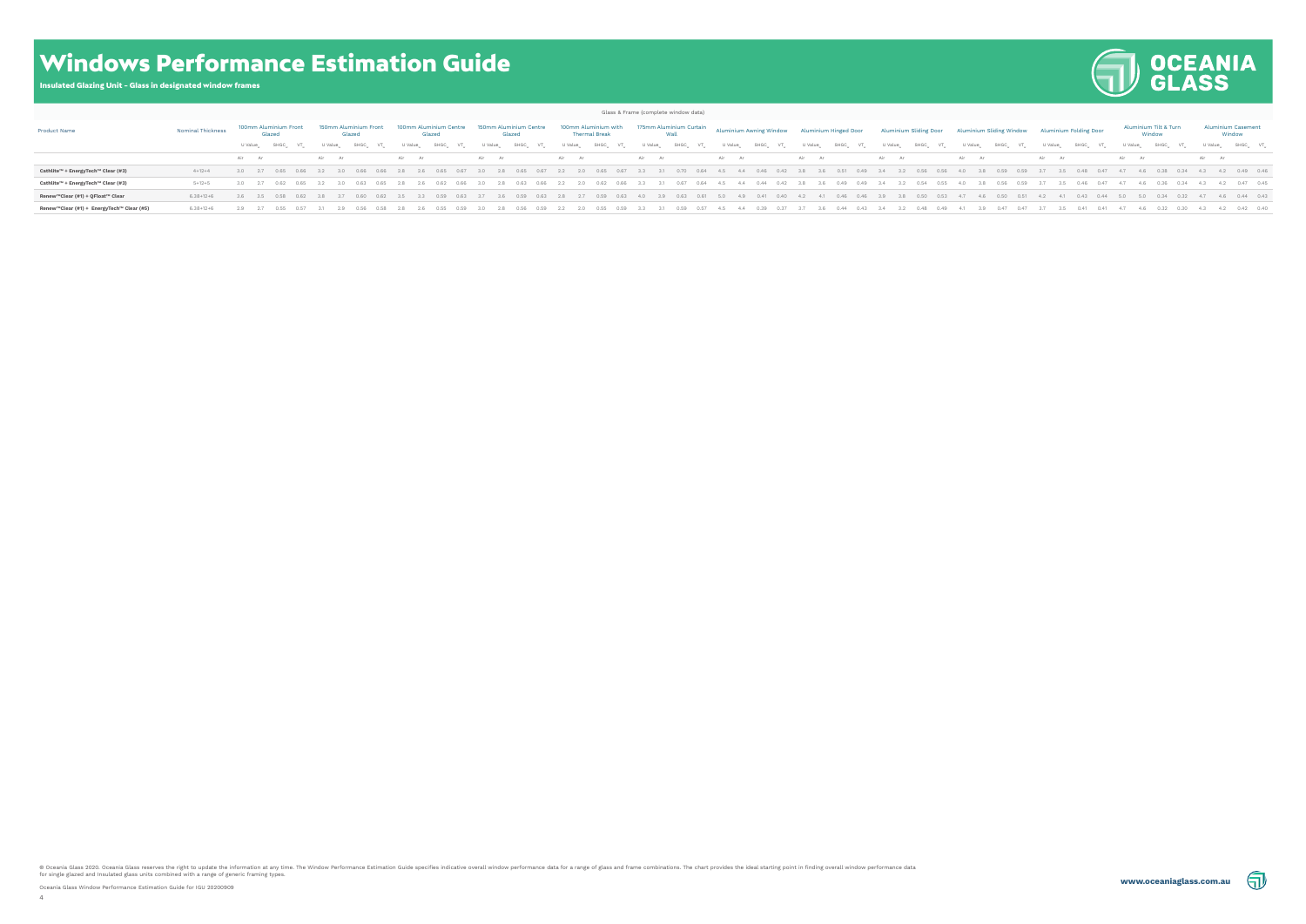# Windows Performance Estimation Guide

**Insulated Glazing Unit - Glass in designated window frames**

Glass & Frame (complete window data)

| Product Name | Nominal Thickness | 100mm Aluminium Front Glazed | | | | 150mm Aluminium Front Glazed | | | | 100mm Aluminium Centre Glazed | | | | 150mm Aluminium Centre Glazed | | | | 100mm Aluminium with Thermal Break | | | | 175mm Aluminium Curtain Wall | | | | Aluminium Awning Window | | | | Aluminium Hinged Door | | | | Aluminium Sliding Door | | | | Aluminium Sliding Window | | | | Aluminium Folding Door | | | | Aluminium Tilt & Turn Window | | | | Aluminium Casement Window | | | |
|---|---|---|---|---|---|---|---|---|---|---|---|---|---|---|---|---|---|---|---|---|---|---|---|---|---|---|---|---|---|---|---|---|---|---|---|---|---|---|---|---|---|---|---|---|---|---|---|---|---|---|---|---|---|
| | | U Value$_w$ | | SHGC$_w$ | VT$_w$ | U Value$_w$ | | SHGC$_w$ | VT$_w$ | U Value$_w$ | | SHGC$_w$ | VT$_w$ | U Value$_w$ | | SHGC$_w$ | VT$_w$ | U Value$_w$ | | SHGC$_w$ | VT$_w$ | U Value$_w$ | | SHGC$_w$ | VT$_w$ | U Value$_w$ | | SHGC$_w$ | VT$_w$ | U Value$_w$ | | SHGC$_w$ | VT$_w$ | U Value$_w$ | | SHGC$_w$ | VT$_w$ | U Value$_w$ | | SHGC$_w$ | VT$_w$ | U Value$_w$ | | SHGC$_w$ | VT$_w$ | U Value$_w$ | | SHGC$_w$ | VT$_w$ | U Value$_w$ | | SHGC$_w$ | VT$_w$ |
| | | Air | Ar | | | Air | Ar | | | Air | Ar | | | Air | Ar | | | Air | Ar | | | Air | Ar | | | Air | Ar | | | Air | Ar | | | Air | Ar | | | Air | Ar | | | Air | Ar | | | Air | Ar | | | Air | Ar | | |
| **Cathlite™ + EnergyTech™ Clear (#3)** | 4+12+4 | 3.0 | 2.7 | 0.65 | 0.66 | 3.2 | 3.0 | 0.66 | 0.66 | 2.8 | 2.6 | 0.65 | 0.67 | 3.0 | 2.8 | 0.65 | 0.67 | 2.2 | 2.0 | 0.65 | 0.67 | 3.3 | 3.1 | 0.70 | 0.64 | 4.5 | 4.4 | 0.46 | 0.42 | 3.8 | 3.6 | 0.51 | 0.49 | 3.4 | 3.2 | 0.56 | 0.56 | 4.0 | 3.8 | 0.59 | 0.59 | 3.7 | 3.5 | 0.48 | 0.47 | 4.7 | 4.6 | 0.38 | 0.34 | 4.3 | 4.2 | 0.49 | 0.46 |
| **Cathlite™ + EnergyTech™ Clear (#3)** | 5+12+5 | 3.0 | 2.7 | 0.62 | 0.65 | 3.2 | 3.0 | 0.63 | 0.65 | 2.8 | 2.6 | 0.62 | 0.66 | 3.0 | 2.8 | 0.63 | 0.66 | 2.2 | 2.0 | 0.62 | 0.66 | 3.3 | 3.1 | 0.67 | 0.64 | 4.5 | 4.4 | 0.44 | 0.42 | 3.8 | 3.6 | 0.49 | 0.49 | 3.4 | 3.2 | 0.54 | 0.55 | 4.0 | 3.8 | 0.56 | 0.59 | 3.7 | 3.5 | 0.46 | 0.47 | 4.7 | 4.6 | 0.36 | 0.34 | 4.3 | 4.2 | 0.47 | 0.45 |
| **Renew™Clear (#1) + QFloat™ Clear** | 6.38+12+6 | 3.6 | 3.5 | 0.58 | 0.62 | 3.8 | 3.7 | 0.60 | 0.62 | 3.5 | 3.3 | 0.59 | 0.63 | 3.7 | 3.6 | 0.59 | 0.63 | 2.8 | 2.7 | 0.59 | 0.63 | 4.0 | 3.9 | 0.63 | 0.61 | 5.0 | 4.9 | 0.41 | 0.40 | 4.2 | 4.1 | 0.46 | 0.46 | 3.9 | 3.8 | 0.50 | 0.53 | 4.7 | 4.6 | 0.50 | 0.51 | 4.2 | 4.1 | 0.42 | 0.44 | 5.0 | 5.0 | 0.34 | 0.32 | 4.7 | 4.6 | 0.44 | 0.43 |
| **Renew™Clear (#1) + EnergyTech™ Clear (#5)** | 6.38+12+6 | 2.9 | 2.7 | 0.55 | 0.57 | 3.1 | 2.9 | 0.56 | 0.58 | 2.8 | 2.6 | 0.55 | 0.59 | 3.0 | 2.8 | 0.56 | 0.59 | 2.2 | 2.0 | 0.55 | 0.59 | 3.3 | 3.1 | 0.59 | 0.57 | 4.5 | 4.4 | 0.39 | 0.37 | 3.7 | 3.6 | 0.44 | 0.43 | 3.4 | 3.2 | 0.48 | 0.49 | 4.1 | 3.9 | 0.47 | 0.47 | 3.7 | 3.5 | 0.41 | 0.41 | 4.7 | 4.6 | 0.32 | 0.30 | 4.3 | 4.2 | 0.42 | 0.40 |

© Oceania Glass 2020. Oceania Glass reserves the right to update the information at any time. The Window Performance Estimation Guide specifies indicative overall window performance data for a range of glass and frame combinations. The chart provides the ideal starting point in finding overall window performance data for single glazed and insulated glass units combined with a range of generic framing types.

Oceania Glass Window Performance Estimation Guide for IGU 20200909

www.oceaniaglass.com.au